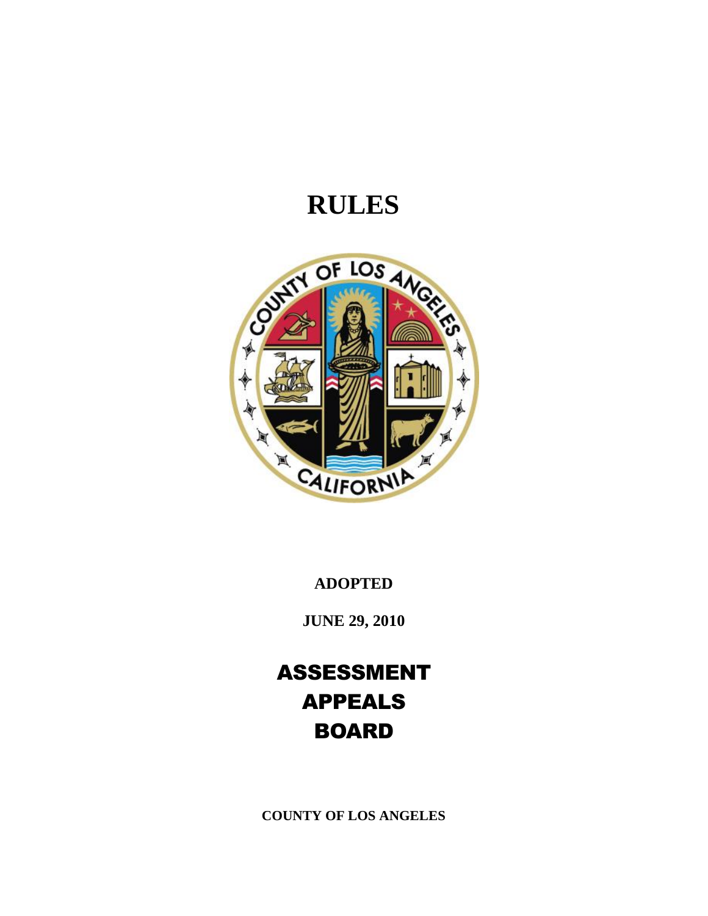# RULES

**ADOPTED**

**JUNE 29, 2010**

# ASSESSMENT APPEALS BOARD

**COUNTY OF LOS ANGELES**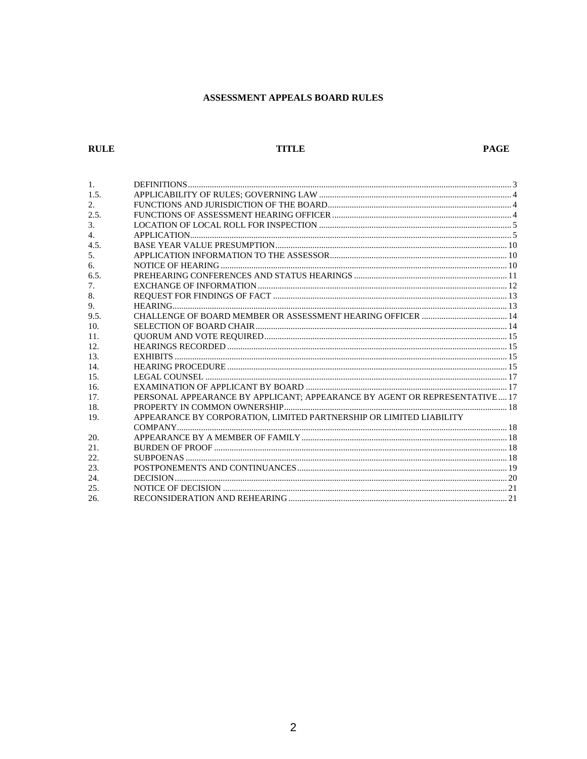# ASSESSMENT APPEALS BOARD RULES

| RULE | TITLE | PAGE |
|---|---|---|
| 1. | DEFINITIONS | 3 |
| 1.5. | APPLICABILITY OF RULES; GOVERNING LAW | 4 |
| 2. | FUNCTIONS AND JURISDICTION OF THE BOARD | 4 |
| 2.5. | FUNCTIONS OF ASSESSMENT HEARING OFFICER | 4 |
| 3. | LOCATION OF LOCAL ROLL FOR INSPECTION | 5 |
| 4. | APPLICATION | 5 |
| 4.5. | BASE YEAR VALUE PRESUMPTION | 10 |
| 5. | APPLICATION INFORMATION TO THE ASSESSOR | 10 |
| 6. | NOTICE OF HEARING | 10 |
| 6.5. | PREHEARING CONFERENCES AND STATUS HEARINGS | 11 |
| 7. | EXCHANGE OF INFORMATION | 12 |
| 8. | REQUEST FOR FINDINGS OF FACT | 13 |
| 9. | HEARING | 13 |
| 9.5. | CHALLENGE OF BOARD MEMBER OR ASSESSMENT HEARING OFFICER | 14 |
| 10. | SELECTION OF BOARD CHAIR | 14 |
| 11. | QUORUM AND VOTE REQUIRED | 15 |
| 12. | HEARINGS RECORDED | 15 |
| 13. | EXHIBITS | 15 |
| 14. | HEARING PROCEDURE | 15 |
| 15. | LEGAL COUNSEL | 17 |
| 16. | EXAMINATION OF APPLICANT BY BOARD | 17 |
| 17. | PERSONAL APPEARANCE BY APPLICANT; APPEARANCE BY AGENT OR REPRESENTATIVE | 17 |
| 18. | PROPERTY IN COMMON OWNERSHIP | 18 |
| 19. | APPEARANCE BY CORPORATION, LIMITED PARTNERSHIP OR LIMITED LIABILITY COMPANY | 18 |
| 20. | APPEARANCE BY A MEMBER OF FAMILY | 18 |
| 21. | BURDEN OF PROOF | 18 |
| 22. | SUBPOENAS | 18 |
| 23. | POSTPONEMENTS AND CONTINUANCES | 19 |
| 24. | DECISION | 20 |
| 25. | NOTICE OF DECISION | 21 |
| 26. | RECONSIDERATION AND REHEARING | 21 |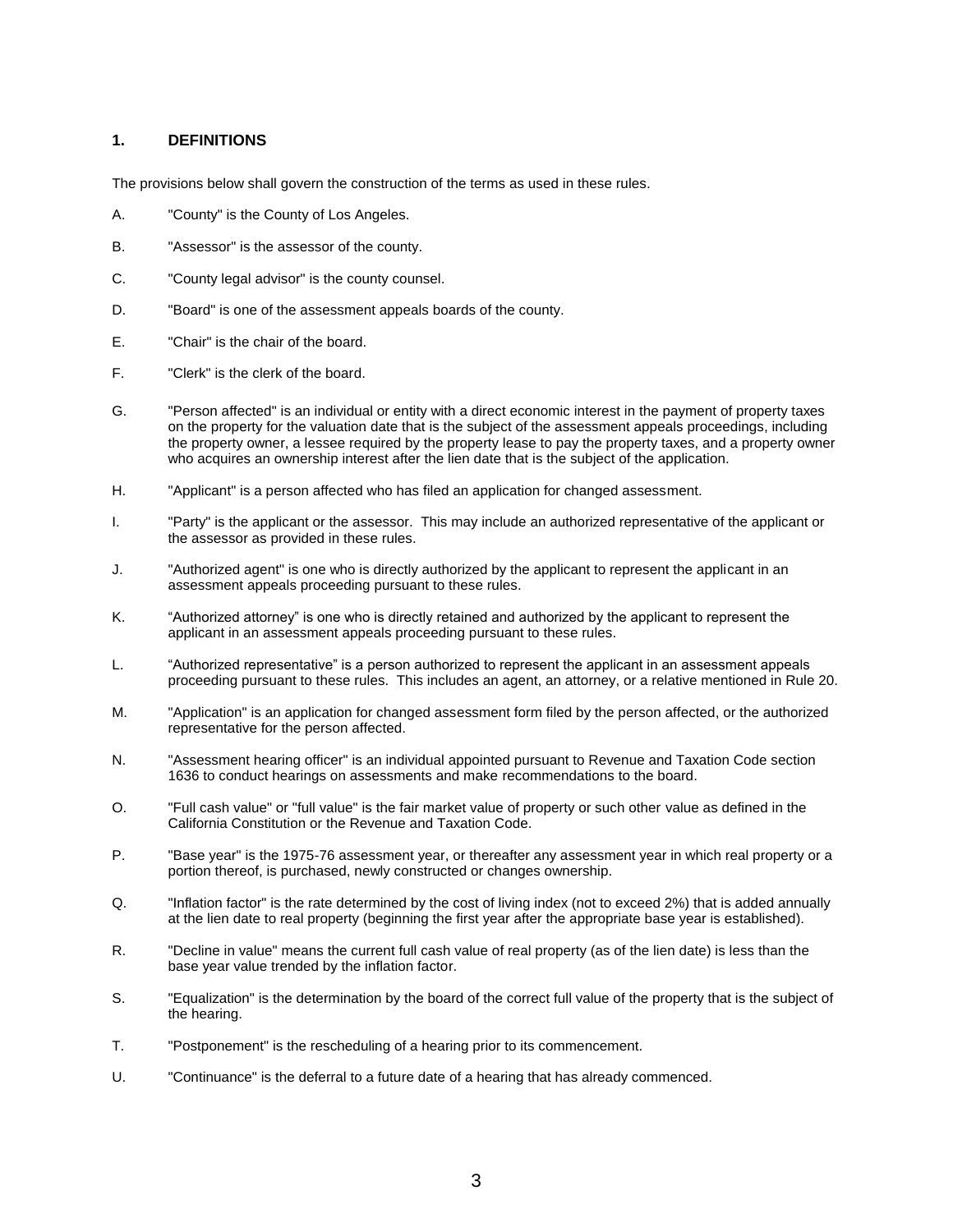## 1. DEFINITIONS

The provisions below shall govern the construction of the terms as used in these rules.

A. "County" is the County of Los Angeles.

B. "Assessor" is the assessor of the county.

C. "County legal advisor" is the county counsel.

D. "Board" is one of the assessment appeals boards of the county.

E. "Chair" is the chair of the board.

F. "Clerk" is the clerk of the board.

G. "Person affected" is an individual or entity with a direct economic interest in the payment of property taxes on the property for the valuation date that is the subject of the assessment appeals proceedings, including the property owner, a lessee required by the property lease to pay the property taxes, and a property owner who acquires an ownership interest after the lien date that is the subject of the application.

H. "Applicant" is a person affected who has filed an application for changed assessment.

I. "Party" is the applicant or the assessor. This may include an authorized representative of the applicant or the assessor as provided in these rules.

J. "Authorized agent" is one who is directly authorized by the applicant to represent the applicant in an assessment appeals proceeding pursuant to these rules.

K. "Authorized attorney" is one who is directly retained and authorized by the applicant to represent the applicant in an assessment appeals proceeding pursuant to these rules.

L. "Authorized representative" is a person authorized to represent the applicant in an assessment appeals proceeding pursuant to these rules. This includes an agent, an attorney, or a relative mentioned in Rule 20.

M. "Application" is an application for changed assessment form filed by the person affected, or the authorized representative for the person affected.

N. "Assessment hearing officer" is an individual appointed pursuant to Revenue and Taxation Code section 1636 to conduct hearings on assessments and make recommendations to the board.

O. "Full cash value" or "full value" is the fair market value of property or such other value as defined in the California Constitution or the Revenue and Taxation Code.

P. "Base year" is the 1975-76 assessment year, or thereafter any assessment year in which real property or a portion thereof, is purchased, newly constructed or changes ownership.

Q. "Inflation factor" is the rate determined by the cost of living index (not to exceed 2%) that is added annually at the lien date to real property (beginning the first year after the appropriate base year is established).

R. "Decline in value" means the current full cash value of real property (as of the lien date) is less than the base year value trended by the inflation factor.

S. "Equalization" is the determination by the board of the correct full value of the property that is the subject of the hearing.

T. "Postponement" is the rescheduling of a hearing prior to its commencement.

U. "Continuance" is the deferral to a future date of a hearing that has already commenced.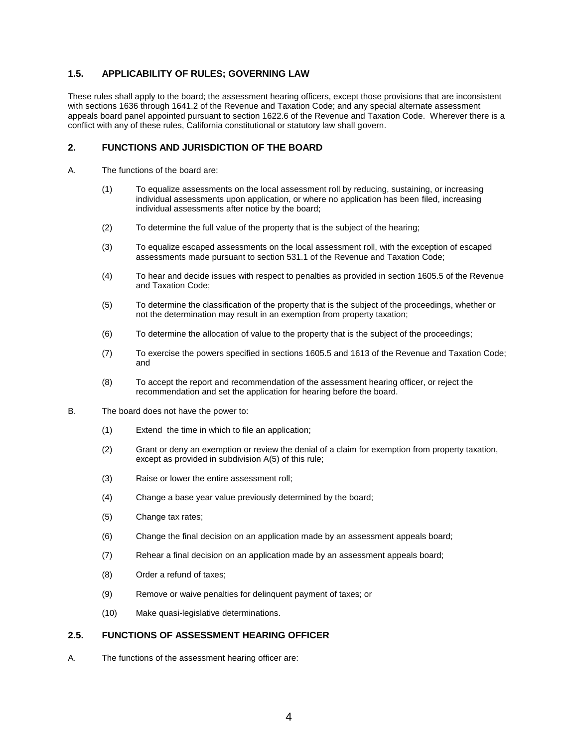## 1.5. APPLICABILITY OF RULES; GOVERNING LAW

These rules shall apply to the board; the assessment hearing officers, except those provisions that are inconsistent with sections 1636 through 1641.2 of the Revenue and Taxation Code; and any special alternate assessment appeals board panel appointed pursuant to section 1622.6 of the Revenue and Taxation Code. Wherever there is a conflict with any of these rules, California constitutional or statutory law shall govern.

## 2. FUNCTIONS AND JURISDICTION OF THE BOARD

A. The functions of the board are:

(1) To equalize assessments on the local assessment roll by reducing, sustaining, or increasing individual assessments upon application, or where no application has been filed, increasing individual assessments after notice by the board;

(2) To determine the full value of the property that is the subject of the hearing;

(3) To equalize escaped assessments on the local assessment roll, with the exception of escaped assessments made pursuant to section 531.1 of the Revenue and Taxation Code;

(4) To hear and decide issues with respect to penalties as provided in section 1605.5 of the Revenue and Taxation Code;

(5) To determine the classification of the property that is the subject of the proceedings, whether or not the determination may result in an exemption from property taxation;

(6) To determine the allocation of value to the property that is the subject of the proceedings;

(7) To exercise the powers specified in sections 1605.5 and 1613 of the Revenue and Taxation Code; and

(8) To accept the report and recommendation of the assessment hearing officer, or reject the recommendation and set the application for hearing before the board.

B. The board does not have the power to:

(1) Extend the time in which to file an application;

(2) Grant or deny an exemption or review the denial of a claim for exemption from property taxation, except as provided in subdivision A(5) of this rule;

(3) Raise or lower the entire assessment roll;

(4) Change a base year value previously determined by the board;

(5) Change tax rates;

(6) Change the final decision on an application made by an assessment appeals board;

(7) Rehear a final decision on an application made by an assessment appeals board;

(8) Order a refund of taxes;

(9) Remove or waive penalties for delinquent payment of taxes; or

(10) Make quasi-legislative determinations.

## 2.5. FUNCTIONS OF ASSESSMENT HEARING OFFICER

A. The functions of the assessment hearing officer are: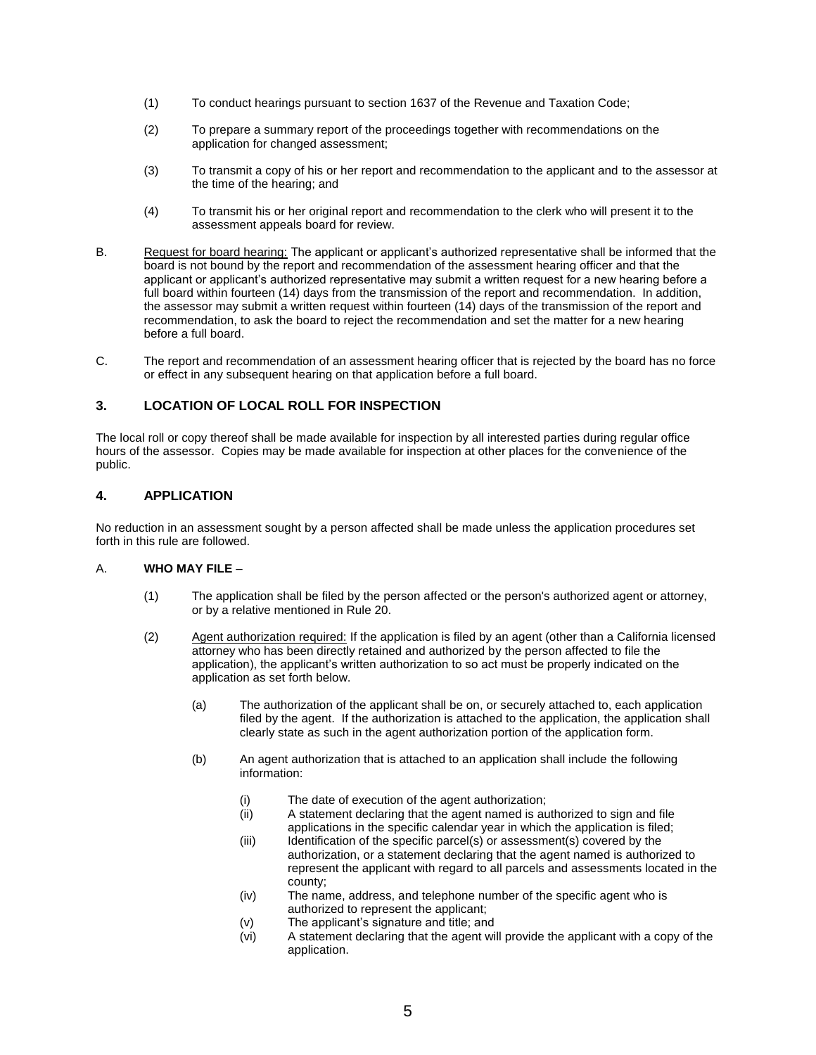(1) To conduct hearings pursuant to section 1637 of the Revenue and Taxation Code;

(2) To prepare a summary report of the proceedings together with recommendations on the application for changed assessment;

(3) To transmit a copy of his or her report and recommendation to the applicant and to the assessor at the time of the hearing; and

(4) To transmit his or her original report and recommendation to the clerk who will present it to the assessment appeals board for review.

B. Request for board hearing: The applicant or applicant's authorized representative shall be informed that the board is not bound by the report and recommendation of the assessment hearing officer and that the applicant or applicant's authorized representative may submit a written request for a new hearing before a full board within fourteen (14) days from the transmission of the report and recommendation. In addition, the assessor may submit a written request within fourteen (14) days of the transmission of the report and recommendation, to ask the board to reject the recommendation and set the matter for a new hearing before a full board.

C. The report and recommendation of an assessment hearing officer that is rejected by the board has no force or effect in any subsequent hearing on that application before a full board.

## 3. LOCATION OF LOCAL ROLL FOR INSPECTION

The local roll or copy thereof shall be made available for inspection by all interested parties during regular office hours of the assessor. Copies may be made available for inspection at other places for the convenience of the public.

## 4. APPLICATION

No reduction in an assessment sought by a person affected shall be made unless the application procedures set forth in this rule are followed.

A. **WHO MAY FILE** –

(1) The application shall be filed by the person affected or the person's authorized agent or attorney, or by a relative mentioned in Rule 20.

(2) Agent authorization required: If the application is filed by an agent (other than a California licensed attorney who has been directly retained and authorized by the person affected to file the application), the applicant's written authorization to so act must be properly indicated on the application as set forth below.

(a) The authorization of the applicant shall be on, or securely attached to, each application filed by the agent. If the authorization is attached to the application, the application shall clearly state as such in the agent authorization portion of the application form.

(b) An agent authorization that is attached to an application shall include the following information:

(i) The date of execution of the agent authorization;
(ii) A statement declaring that the agent named is authorized to sign and file applications in the specific calendar year in which the application is filed;
(iii) Identification of the specific parcel(s) or assessment(s) covered by the authorization, or a statement declaring that the agent named is authorized to represent the applicant with regard to all parcels and assessments located in the county;
(iv) The name, address, and telephone number of the specific agent who is authorized to represent the applicant;
(v) The applicant's signature and title; and
(vi) A statement declaring that the agent will provide the applicant with a copy of the application.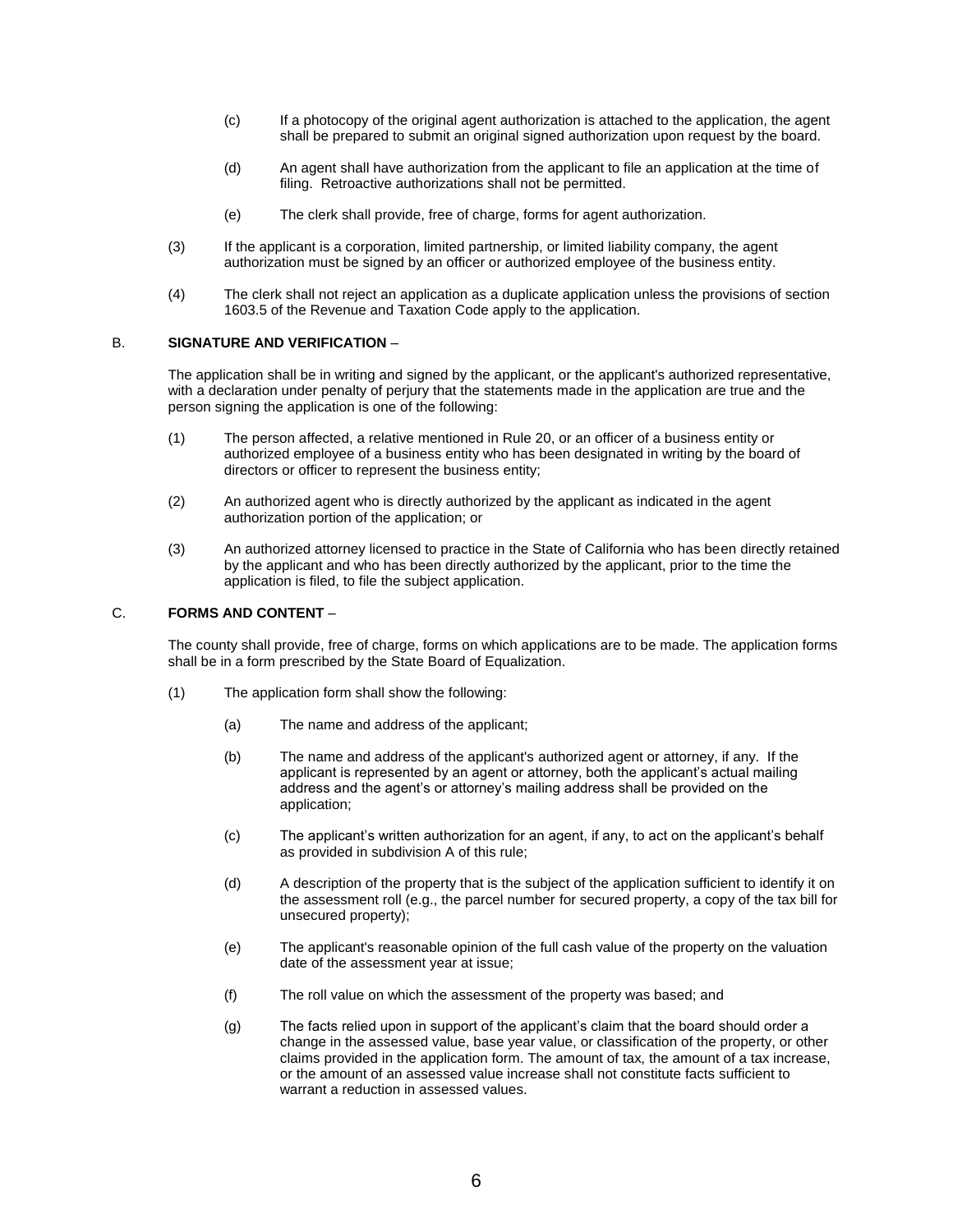(c) If a photocopy of the original agent authorization is attached to the application, the agent shall be prepared to submit an original signed authorization upon request by the board.

(d) An agent shall have authorization from the applicant to file an application at the time of filing. Retroactive authorizations shall not be permitted.

(e) The clerk shall provide, free of charge, forms for agent authorization.

(3) If the applicant is a corporation, limited partnership, or limited liability company, the agent authorization must be signed by an officer or authorized employee of the business entity.

(4) The clerk shall not reject an application as a duplicate application unless the provisions of section 1603.5 of the Revenue and Taxation Code apply to the application.

B. **SIGNATURE AND VERIFICATION** –

The application shall be in writing and signed by the applicant, or the applicant's authorized representative, with a declaration under penalty of perjury that the statements made in the application are true and the person signing the application is one of the following:

(1) The person affected, a relative mentioned in Rule 20, or an officer of a business entity or authorized employee of a business entity who has been designated in writing by the board of directors or officer to represent the business entity;

(2) An authorized agent who is directly authorized by the applicant as indicated in the agent authorization portion of the application; or

(3) An authorized attorney licensed to practice in the State of California who has been directly retained by the applicant and who has been directly authorized by the applicant, prior to the time the application is filed, to file the subject application.

C. **FORMS AND CONTENT** –

The county shall provide, free of charge, forms on which applications are to be made. The application forms shall be in a form prescribed by the State Board of Equalization.

(1) The application form shall show the following:

(a) The name and address of the applicant;

(b) The name and address of the applicant's authorized agent or attorney, if any. If the applicant is represented by an agent or attorney, both the applicant's actual mailing address and the agent's or attorney's mailing address shall be provided on the application;

(c) The applicant's written authorization for an agent, if any, to act on the applicant's behalf as provided in subdivision A of this rule;

(d) A description of the property that is the subject of the application sufficient to identify it on the assessment roll (e.g., the parcel number for secured property, a copy of the tax bill for unsecured property);

(e) The applicant's reasonable opinion of the full cash value of the property on the valuation date of the assessment year at issue;

(f) The roll value on which the assessment of the property was based; and

(g) The facts relied upon in support of the applicant's claim that the board should order a change in the assessed value, base year value, or classification of the property, or other claims provided in the application form. The amount of tax, the amount of a tax increase, or the amount of an assessed value increase shall not constitute facts sufficient to warrant a reduction in assessed values.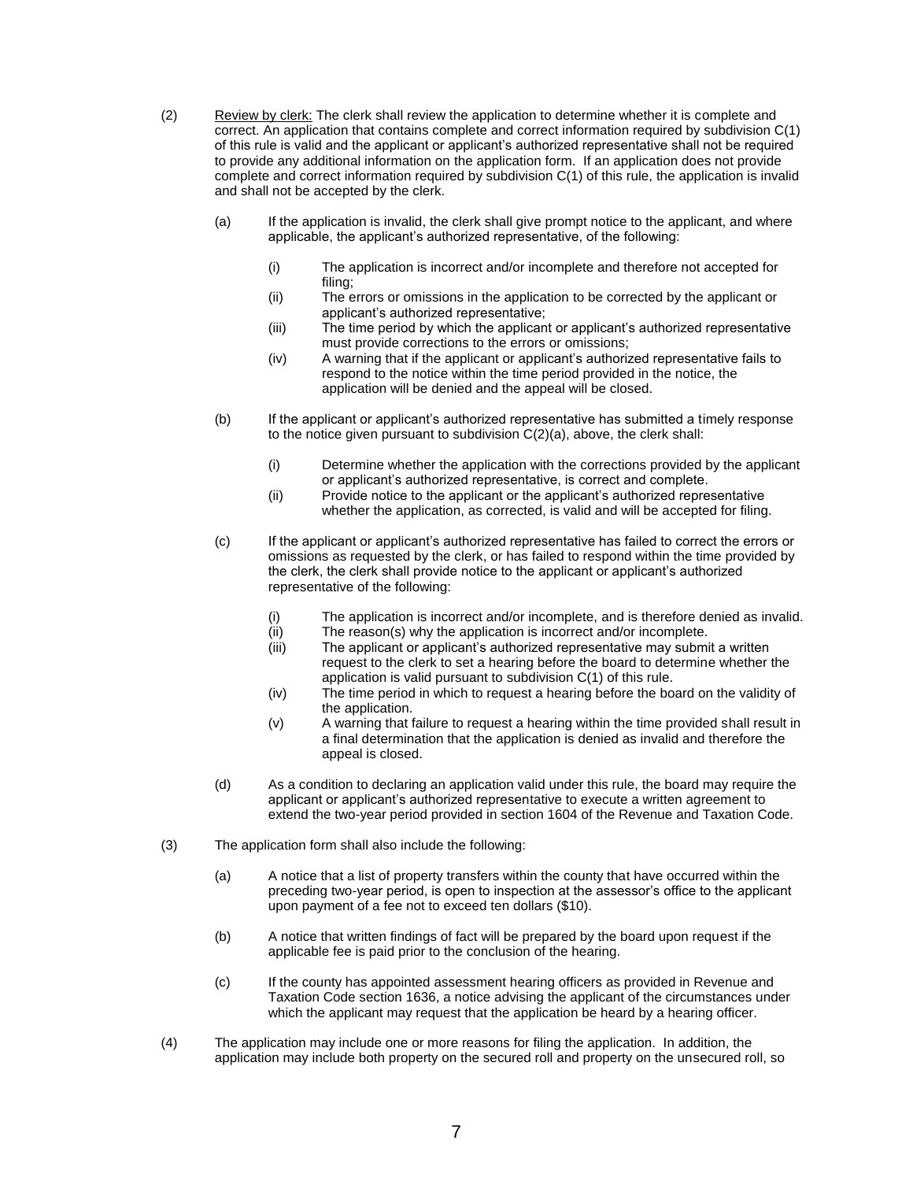(2) Review by clerk: The clerk shall review the application to determine whether it is complete and correct. An application that contains complete and correct information required by subdivision C(1) of this rule is valid and the applicant or applicant's authorized representative shall not be required to provide any additional information on the application form. If an application does not provide complete and correct information required by subdivision C(1) of this rule, the application is invalid and shall not be accepted by the clerk.

   (a) If the application is invalid, the clerk shall give prompt notice to the applicant, and where applicable, the applicant's authorized representative, of the following:

      (i) The application is incorrect and/or incomplete and therefore not accepted for filing;
      (ii) The errors or omissions in the application to be corrected by the applicant or applicant's authorized representative;
      (iii) The time period by which the applicant or applicant's authorized representative must provide corrections to the errors or omissions;
      (iv) A warning that if the applicant or applicant's authorized representative fails to respond to the notice within the time period provided in the notice, the application will be denied and the appeal will be closed.

   (b) If the applicant or applicant's authorized representative has submitted a timely response to the notice given pursuant to subdivision C(2)(a), above, the clerk shall:

      (i) Determine whether the application with the corrections provided by the applicant or applicant's authorized representative, is correct and complete.
      (ii) Provide notice to the applicant or the applicant's authorized representative whether the application, as corrected, is valid and will be accepted for filing.

   (c) If the applicant or applicant's authorized representative has failed to correct the errors or omissions as requested by the clerk, or has failed to respond within the time provided by the clerk, the clerk shall provide notice to the applicant or applicant's authorized representative of the following:

      (i) The application is incorrect and/or incomplete, and is therefore denied as invalid.
      (ii) The reason(s) why the application is incorrect and/or incomplete.
      (iii) The applicant or applicant's authorized representative may submit a written request to the clerk to set a hearing before the board to determine whether the application is valid pursuant to subdivision C(1) of this rule.
      (iv) The time period in which to request a hearing before the board on the validity of the application.
      (v) A warning that failure to request a hearing within the time provided shall result in a final determination that the application is denied as invalid and therefore the appeal is closed.

   (d) As a condition to declaring an application valid under this rule, the board may require the applicant or applicant's authorized representative to execute a written agreement to extend the two-year period provided in section 1604 of the Revenue and Taxation Code.

(3) The application form shall also include the following:

   (a) A notice that a list of property transfers within the county that have occurred within the preceding two-year period, is open to inspection at the assessor's office to the applicant upon payment of a fee not to exceed ten dollars ($10).

   (b) A notice that written findings of fact will be prepared by the board upon request if the applicable fee is paid prior to the conclusion of the hearing.

   (c) If the county has appointed assessment hearing officers as provided in Revenue and Taxation Code section 1636, a notice advising the applicant of the circumstances under which the applicant may request that the application be heard by a hearing officer.

(4) The application may include one or more reasons for filing the application. In addition, the application may include both property on the secured roll and property on the unsecured roll, so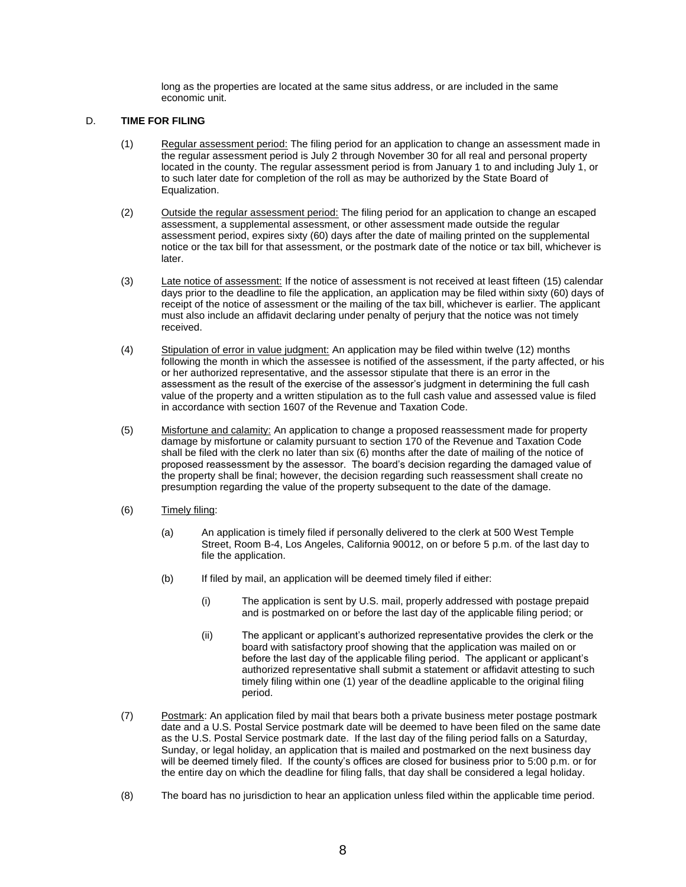long as the properties are located at the same situs address, or are included in the same economic unit.

D. **TIME FOR FILING**

(1) Regular assessment period: The filing period for an application to change an assessment made in the regular assessment period is July 2 through November 30 for all real and personal property located in the county. The regular assessment period is from January 1 to and including July 1, or to such later date for completion of the roll as may be authorized by the State Board of Equalization.

(2) Outside the regular assessment period: The filing period for an application to change an escaped assessment, a supplemental assessment, or other assessment made outside the regular assessment period, expires sixty (60) days after the date of mailing printed on the supplemental notice or the tax bill for that assessment, or the postmark date of the notice or tax bill, whichever is later.

(3) Late notice of assessment: If the notice of assessment is not received at least fifteen (15) calendar days prior to the deadline to file the application, an application may be filed within sixty (60) days of receipt of the notice of assessment or the mailing of the tax bill, whichever is earlier. The applicant must also include an affidavit declaring under penalty of perjury that the notice was not timely received.

(4) Stipulation of error in value judgment: An application may be filed within twelve (12) months following the month in which the assessee is notified of the assessment, if the party affected, or his or her authorized representative, and the assessor stipulate that there is an error in the assessment as the result of the exercise of the assessor's judgment in determining the full cash value of the property and a written stipulation as to the full cash value and assessed value is filed in accordance with section 1607 of the Revenue and Taxation Code.

(5) Misfortune and calamity: An application to change a proposed reassessment made for property damage by misfortune or calamity pursuant to section 170 of the Revenue and Taxation Code shall be filed with the clerk no later than six (6) months after the date of mailing of the notice of proposed reassessment by the assessor. The board's decision regarding the damaged value of the property shall be final; however, the decision regarding such reassessment shall create no presumption regarding the value of the property subsequent to the date of the damage.

(6) Timely filing:

(a) An application is timely filed if personally delivered to the clerk at 500 West Temple Street, Room B-4, Los Angeles, California 90012, on or before 5 p.m. of the last day to file the application.

(b) If filed by mail, an application will be deemed timely filed if either:

(i) The application is sent by U.S. mail, properly addressed with postage prepaid and is postmarked on or before the last day of the applicable filing period; or

(ii) The applicant or applicant's authorized representative provides the clerk or the board with satisfactory proof showing that the application was mailed on or before the last day of the applicable filing period. The applicant or applicant's authorized representative shall submit a statement or affidavit attesting to such timely filing within one (1) year of the deadline applicable to the original filing period.

(7) Postmark: An application filed by mail that bears both a private business meter postage postmark date and a U.S. Postal Service postmark date will be deemed to have been filed on the same date as the U.S. Postal Service postmark date. If the last day of the filing period falls on a Saturday, Sunday, or legal holiday, an application that is mailed and postmarked on the next business day will be deemed timely filed. If the county's offices are closed for business prior to 5:00 p.m. or for the entire day on which the deadline for filing falls, that day shall be considered a legal holiday.

(8) The board has no jurisdiction to hear an application unless filed within the applicable time period.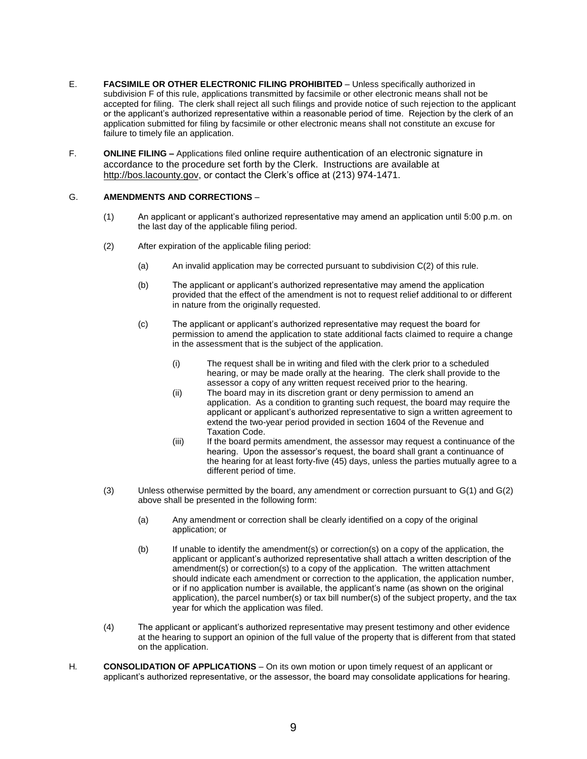E. **FACSIMILE OR OTHER ELECTRONIC FILING PROHIBITED** – Unless specifically authorized in subdivision F of this rule, applications transmitted by facsimile or other electronic means shall not be accepted for filing. The clerk shall reject all such filings and provide notice of such rejection to the applicant or the applicant's authorized representative within a reasonable period of time. Rejection by the clerk of an application submitted for filing by facsimile or other electronic means shall not constitute an excuse for failure to timely file an application.

F. **ONLINE FILING –** Applications filed online require authentication of an electronic signature in accordance to the procedure set forth by the Clerk. Instructions are available at http://bos.lacounty.gov, or contact the Clerk's office at (213) 974-1471.

G. **AMENDMENTS AND CORRECTIONS** –

(1) An applicant or applicant's authorized representative may amend an application until 5:00 p.m. on the last day of the applicable filing period.

(2) After expiration of the applicable filing period:

(a) An invalid application may be corrected pursuant to subdivision C(2) of this rule.

(b) The applicant or applicant's authorized representative may amend the application provided that the effect of the amendment is not to request relief additional to or different in nature from the originally requested.

(c) The applicant or applicant's authorized representative may request the board for permission to amend the application to state additional facts claimed to require a change in the assessment that is the subject of the application.

(i) The request shall be in writing and filed with the clerk prior to a scheduled hearing, or may be made orally at the hearing. The clerk shall provide to the assessor a copy of any written request received prior to the hearing.

(ii) The board may in its discretion grant or deny permission to amend an application. As a condition to granting such request, the board may require the applicant or applicant's authorized representative to sign a written agreement to extend the two-year period provided in section 1604 of the Revenue and Taxation Code.

(iii) If the board permits amendment, the assessor may request a continuance of the hearing. Upon the assessor's request, the board shall grant a continuance of the hearing for at least forty-five (45) days, unless the parties mutually agree to a different period of time.

(3) Unless otherwise permitted by the board, any amendment or correction pursuant to G(1) and G(2) above shall be presented in the following form:

(a) Any amendment or correction shall be clearly identified on a copy of the original application; or

(b) If unable to identify the amendment(s) or correction(s) on a copy of the application, the applicant or applicant's authorized representative shall attach a written description of the amendment(s) or correction(s) to a copy of the application. The written attachment should indicate each amendment or correction to the application, the application number, or if no application number is available, the applicant's name (as shown on the original application), the parcel number(s) or tax bill number(s) of the subject property, and the tax year for which the application was filed.

(4) The applicant or applicant's authorized representative may present testimony and other evidence at the hearing to support an opinion of the full value of the property that is different from that stated on the application.

H. **CONSOLIDATION OF APPLICATIONS** – On its own motion or upon timely request of an applicant or applicant's authorized representative, or the assessor, the board may consolidate applications for hearing.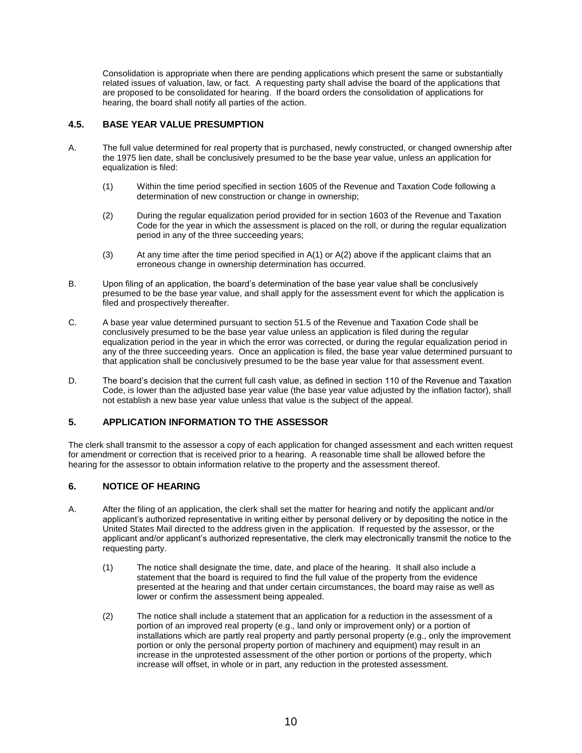Consolidation is appropriate when there are pending applications which present the same or substantially related issues of valuation, law, or fact. A requesting party shall advise the board of the applications that are proposed to be consolidated for hearing. If the board orders the consolidation of applications for hearing, the board shall notify all parties of the action.

### 4.5. BASE YEAR VALUE PRESUMPTION

A. The full value determined for real property that is purchased, newly constructed, or changed ownership after the 1975 lien date, shall be conclusively presumed to be the base year value, unless an application for equalization is filed:

   (1) Within the time period specified in section 1605 of the Revenue and Taxation Code following a determination of new construction or change in ownership;

   (2) During the regular equalization period provided for in section 1603 of the Revenue and Taxation Code for the year in which the assessment is placed on the roll, or during the regular equalization period in any of the three succeeding years;

   (3) At any time after the time period specified in A(1) or A(2) above if the applicant claims that an erroneous change in ownership determination has occurred.

B. Upon filing of an application, the board's determination of the base year value shall be conclusively presumed to be the base year value, and shall apply for the assessment event for which the application is filed and prospectively thereafter.

C. A base year value determined pursuant to section 51.5 of the Revenue and Taxation Code shall be conclusively presumed to be the base year value unless an application is filed during the regular equalization period in the year in which the error was corrected, or during the regular equalization period in any of the three succeeding years. Once an application is filed, the base year value determined pursuant to that application shall be conclusively presumed to be the base year value for that assessment event.

D. The board's decision that the current full cash value, as defined in section 110 of the Revenue and Taxation Code, is lower than the adjusted base year value (the base year value adjusted by the inflation factor), shall not establish a new base year value unless that value is the subject of the appeal.

## 5. APPLICATION INFORMATION TO THE ASSESSOR

The clerk shall transmit to the assessor a copy of each application for changed assessment and each written request for amendment or correction that is received prior to a hearing. A reasonable time shall be allowed before the hearing for the assessor to obtain information relative to the property and the assessment thereof.

## 6. NOTICE OF HEARING

A. After the filing of an application, the clerk shall set the matter for hearing and notify the applicant and/or applicant's authorized representative in writing either by personal delivery or by depositing the notice in the United States Mail directed to the address given in the application. If requested by the assessor, or the applicant and/or applicant's authorized representative, the clerk may electronically transmit the notice to the requesting party.

   (1) The notice shall designate the time, date, and place of the hearing. It shall also include a statement that the board is required to find the full value of the property from the evidence presented at the hearing and that under certain circumstances, the board may raise as well as lower or confirm the assessment being appealed.

   (2) The notice shall include a statement that an application for a reduction in the assessment of a portion of an improved real property (e.g., land only or improvement only) or a portion of installations which are partly real property and partly personal property (e.g., only the improvement portion or only the personal property portion of machinery and equipment) may result in an increase in the unprotested assessment of the other portion or portions of the property, which increase will offset, in whole or in part, any reduction in the protested assessment.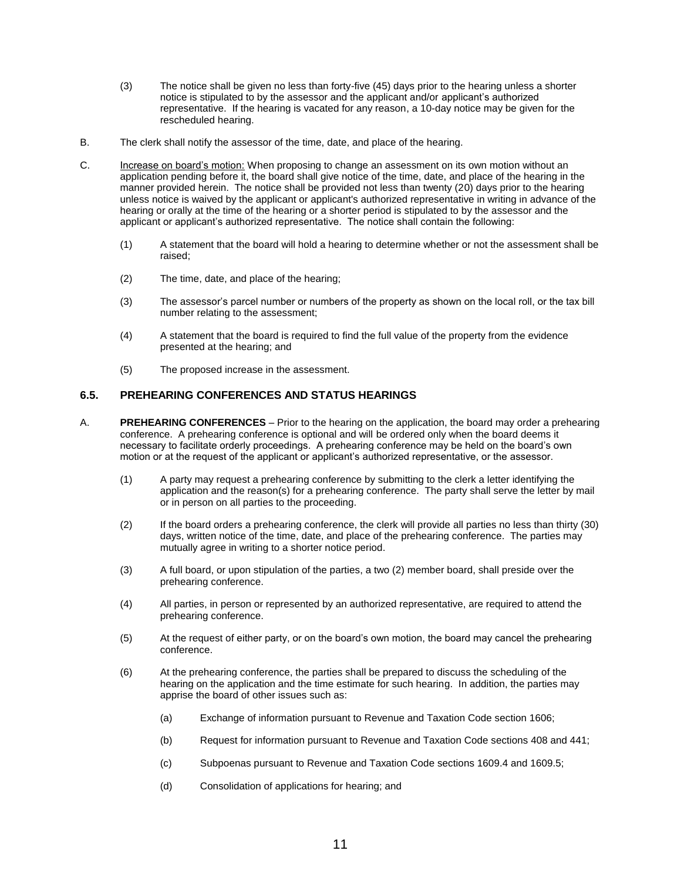(3) The notice shall be given no less than forty-five (45) days prior to the hearing unless a shorter notice is stipulated to by the assessor and the applicant and/or applicant's authorized representative. If the hearing is vacated for any reason, a 10-day notice may be given for the rescheduled hearing.

B. The clerk shall notify the assessor of the time, date, and place of the hearing.

C. Increase on board's motion: When proposing to change an assessment on its own motion without an application pending before it, the board shall give notice of the time, date, and place of the hearing in the manner provided herein. The notice shall be provided not less than twenty (20) days prior to the hearing unless notice is waived by the applicant or applicant's authorized representative in writing in advance of the hearing or orally at the time of the hearing or a shorter period is stipulated to by the assessor and the applicant or applicant's authorized representative. The notice shall contain the following:

(1) A statement that the board will hold a hearing to determine whether or not the assessment shall be raised;

(2) The time, date, and place of the hearing;

(3) The assessor's parcel number or numbers of the property as shown on the local roll, or the tax bill number relating to the assessment;

(4) A statement that the board is required to find the full value of the property from the evidence presented at the hearing; and

(5) The proposed increase in the assessment.

## 6.5. PREHEARING CONFERENCES AND STATUS HEARINGS

A. **PREHEARING CONFERENCES** – Prior to the hearing on the application, the board may order a prehearing conference. A prehearing conference is optional and will be ordered only when the board deems it necessary to facilitate orderly proceedings. A prehearing conference may be held on the board's own motion or at the request of the applicant or applicant's authorized representative, or the assessor.

(1) A party may request a prehearing conference by submitting to the clerk a letter identifying the application and the reason(s) for a prehearing conference. The party shall serve the letter by mail or in person on all parties to the proceeding.

(2) If the board orders a prehearing conference, the clerk will provide all parties no less than thirty (30) days, written notice of the time, date, and place of the prehearing conference. The parties may mutually agree in writing to a shorter notice period.

(3) A full board, or upon stipulation of the parties, a two (2) member board, shall preside over the prehearing conference.

(4) All parties, in person or represented by an authorized representative, are required to attend the prehearing conference.

(5) At the request of either party, or on the board's own motion, the board may cancel the prehearing conference.

(6) At the prehearing conference, the parties shall be prepared to discuss the scheduling of the hearing on the application and the time estimate for such hearing. In addition, the parties may apprise the board of other issues such as:

(a) Exchange of information pursuant to Revenue and Taxation Code section 1606;

(b) Request for information pursuant to Revenue and Taxation Code sections 408 and 441;

(c) Subpoenas pursuant to Revenue and Taxation Code sections 1609.4 and 1609.5;

(d) Consolidation of applications for hearing; and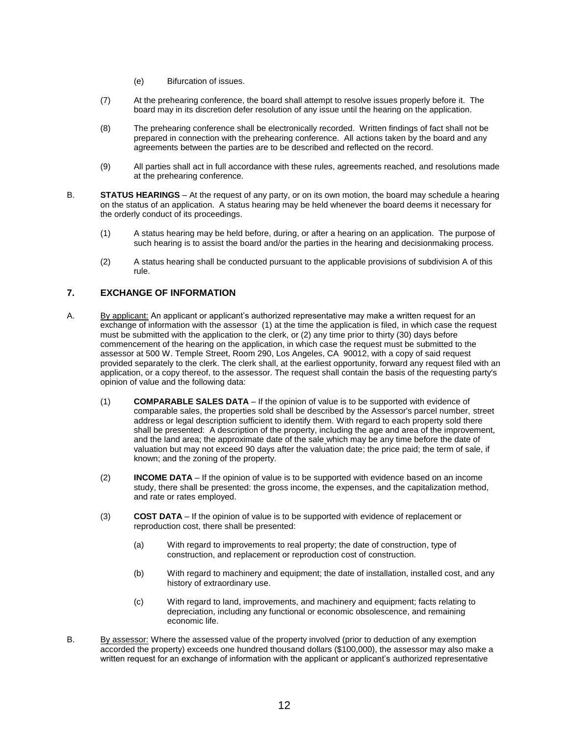(e) Bifurcation of issues.

(7) At the prehearing conference, the board shall attempt to resolve issues properly before it. The board may in its discretion defer resolution of any issue until the hearing on the application.

(8) The prehearing conference shall be electronically recorded. Written findings of fact shall not be prepared in connection with the prehearing conference. All actions taken by the board and any agreements between the parties are to be described and reflected on the record.

(9) All parties shall act in full accordance with these rules, agreements reached, and resolutions made at the prehearing conference.

B. **STATUS HEARINGS** – At the request of any party, or on its own motion, the board may schedule a hearing on the status of an application. A status hearing may be held whenever the board deems it necessary for the orderly conduct of its proceedings.

(1) A status hearing may be held before, during, or after a hearing on an application. The purpose of such hearing is to assist the board and/or the parties in the hearing and decisionmaking process.

(2) A status hearing shall be conducted pursuant to the applicable provisions of subdivision A of this rule.

## 7. EXCHANGE OF INFORMATION

A. By applicant: An applicant or applicant's authorized representative may make a written request for an exchange of information with the assessor (1) at the time the application is filed, in which case the request must be submitted with the application to the clerk, or (2) any time prior to thirty (30) days before commencement of the hearing on the application, in which case the request must be submitted to the assessor at 500 W. Temple Street, Room 290, Los Angeles, CA 90012, with a copy of said request provided separately to the clerk. The clerk shall, at the earliest opportunity, forward any request filed with an application, or a copy thereof, to the assessor. The request shall contain the basis of the requesting party's opinion of value and the following data:

(1) **COMPARABLE SALES DATA** – If the opinion of value is to be supported with evidence of comparable sales, the properties sold shall be described by the Assessor's parcel number, street address or legal description sufficient to identify them. With regard to each property sold there shall be presented: A description of the property, including the age and area of the improvement, and the land area; the approximate date of the sale which may be any time before the date of valuation but may not exceed 90 days after the valuation date; the price paid; the term of sale, if known; and the zoning of the property.

(2) **INCOME DATA** – If the opinion of value is to be supported with evidence based on an income study, there shall be presented: the gross income, the expenses, and the capitalization method, and rate or rates employed.

(3) **COST DATA** – If the opinion of value is to be supported with evidence of replacement or reproduction cost, there shall be presented:

(a) With regard to improvements to real property; the date of construction, type of construction, and replacement or reproduction cost of construction.

(b) With regard to machinery and equipment; the date of installation, installed cost, and any history of extraordinary use.

(c) With regard to land, improvements, and machinery and equipment; facts relating to depreciation, including any functional or economic obsolescence, and remaining economic life.

B. By assessor: Where the assessed value of the property involved (prior to deduction of any exemption accorded the property) exceeds one hundred thousand dollars ($100,000), the assessor may also make a written request for an exchange of information with the applicant or applicant's authorized representative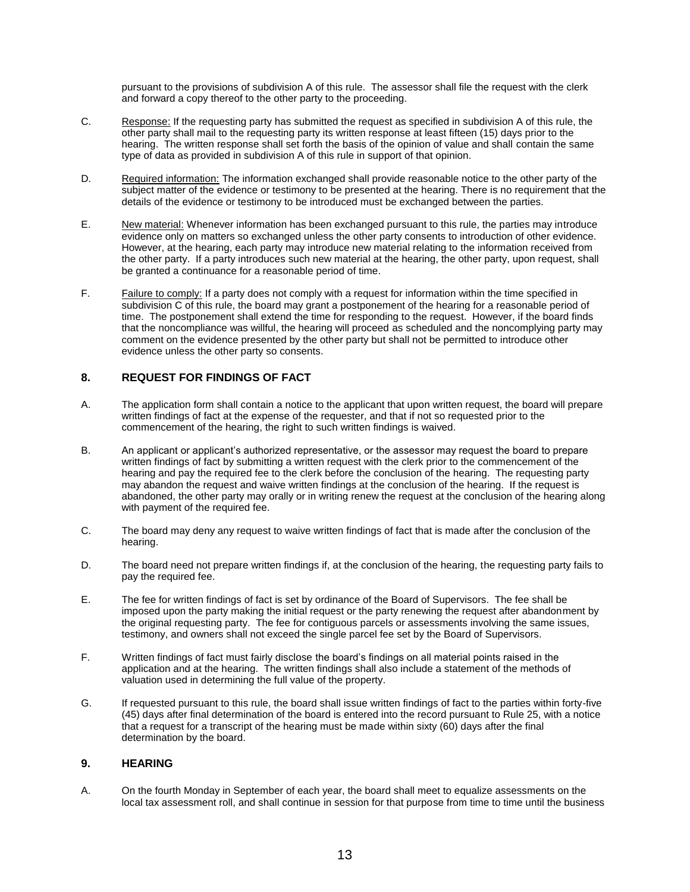pursuant to the provisions of subdivision A of this rule. The assessor shall file the request with the clerk and forward a copy thereof to the other party to the proceeding.

C. Response: If the requesting party has submitted the request as specified in subdivision A of this rule, the other party shall mail to the requesting party its written response at least fifteen (15) days prior to the hearing. The written response shall set forth the basis of the opinion of value and shall contain the same type of data as provided in subdivision A of this rule in support of that opinion.

D. Required information: The information exchanged shall provide reasonable notice to the other party of the subject matter of the evidence or testimony to be presented at the hearing. There is no requirement that the details of the evidence or testimony to be introduced must be exchanged between the parties.

E. New material: Whenever information has been exchanged pursuant to this rule, the parties may introduce evidence only on matters so exchanged unless the other party consents to introduction of other evidence. However, at the hearing, each party may introduce new material relating to the information received from the other party. If a party introduces such new material at the hearing, the other party, upon request, shall be granted a continuance for a reasonable period of time.

F. Failure to comply: If a party does not comply with a request for information within the time specified in subdivision C of this rule, the board may grant a postponement of the hearing for a reasonable period of time. The postponement shall extend the time for responding to the request. However, if the board finds that the noncompliance was willful, the hearing will proceed as scheduled and the noncomplying party may comment on the evidence presented by the other party but shall not be permitted to introduce other evidence unless the other party so consents.

## 8. REQUEST FOR FINDINGS OF FACT

A. The application form shall contain a notice to the applicant that upon written request, the board will prepare written findings of fact at the expense of the requester, and that if not so requested prior to the commencement of the hearing, the right to such written findings is waived.

B. An applicant or applicant's authorized representative, or the assessor may request the board to prepare written findings of fact by submitting a written request with the clerk prior to the commencement of the hearing and pay the required fee to the clerk before the conclusion of the hearing. The requesting party may abandon the request and waive written findings at the conclusion of the hearing. If the request is abandoned, the other party may orally or in writing renew the request at the conclusion of the hearing along with payment of the required fee.

C. The board may deny any request to waive written findings of fact that is made after the conclusion of the hearing.

D. The board need not prepare written findings if, at the conclusion of the hearing, the requesting party fails to pay the required fee.

E. The fee for written findings of fact is set by ordinance of the Board of Supervisors. The fee shall be imposed upon the party making the initial request or the party renewing the request after abandonment by the original requesting party. The fee for contiguous parcels or assessments involving the same issues, testimony, and owners shall not exceed the single parcel fee set by the Board of Supervisors.

F. Written findings of fact must fairly disclose the board's findings on all material points raised in the application and at the hearing. The written findings shall also include a statement of the methods of valuation used in determining the full value of the property.

G. If requested pursuant to this rule, the board shall issue written findings of fact to the parties within forty-five (45) days after final determination of the board is entered into the record pursuant to Rule 25, with a notice that a request for a transcript of the hearing must be made within sixty (60) days after the final determination by the board.

## 9. HEARING

A. On the fourth Monday in September of each year, the board shall meet to equalize assessments on the local tax assessment roll, and shall continue in session for that purpose from time to time until the business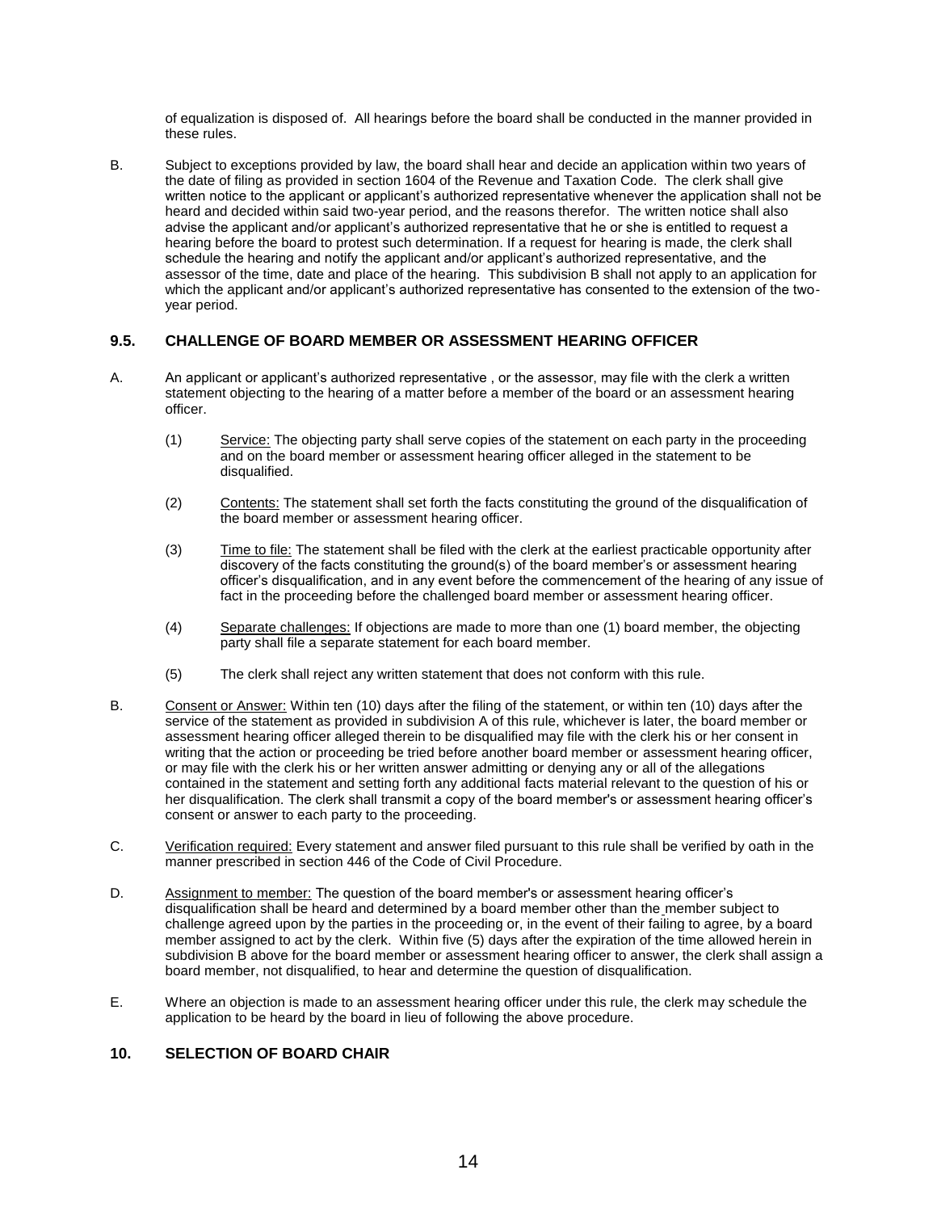of equalization is disposed of. All hearings before the board shall be conducted in the manner provided in these rules.

B. Subject to exceptions provided by law, the board shall hear and decide an application within two years of the date of filing as provided in section 1604 of the Revenue and Taxation Code. The clerk shall give written notice to the applicant or applicant's authorized representative whenever the application shall not be heard and decided within said two-year period, and the reasons therefor. The written notice shall also advise the applicant and/or applicant's authorized representative that he or she is entitled to request a hearing before the board to protest such determination. If a request for hearing is made, the clerk shall schedule the hearing and notify the applicant and/or applicant's authorized representative, and the assessor of the time, date and place of the hearing. This subdivision B shall not apply to an application for which the applicant and/or applicant's authorized representative has consented to the extension of the two-year period.

## 9.5. CHALLENGE OF BOARD MEMBER OR ASSESSMENT HEARING OFFICER

A. An applicant or applicant's authorized representative , or the assessor, may file with the clerk a written statement objecting to the hearing of a matter before a member of the board or an assessment hearing officer.

(1) Service: The objecting party shall serve copies of the statement on each party in the proceeding and on the board member or assessment hearing officer alleged in the statement to be disqualified.

(2) Contents: The statement shall set forth the facts constituting the ground of the disqualification of the board member or assessment hearing officer.

(3) Time to file: The statement shall be filed with the clerk at the earliest practicable opportunity after discovery of the facts constituting the ground(s) of the board member's or assessment hearing officer's disqualification, and in any event before the commencement of the hearing of any issue of fact in the proceeding before the challenged board member or assessment hearing officer.

(4) Separate challenges: If objections are made to more than one (1) board member, the objecting party shall file a separate statement for each board member.

(5) The clerk shall reject any written statement that does not conform with this rule.

B. Consent or Answer: Within ten (10) days after the filing of the statement, or within ten (10) days after the service of the statement as provided in subdivision A of this rule, whichever is later, the board member or assessment hearing officer alleged therein to be disqualified may file with the clerk his or her consent in writing that the action or proceeding be tried before another board member or assessment hearing officer, or may file with the clerk his or her written answer admitting or denying any or all of the allegations contained in the statement and setting forth any additional facts material relevant to the question of his or her disqualification. The clerk shall transmit a copy of the board member's or assessment hearing officer's consent or answer to each party to the proceeding.

C. Verification required: Every statement and answer filed pursuant to this rule shall be verified by oath in the manner prescribed in section 446 of the Code of Civil Procedure.

D. Assignment to member: The question of the board member's or assessment hearing officer's disqualification shall be heard and determined by a board member other than the member subject to challenge agreed upon by the parties in the proceeding or, in the event of their failing to agree, by a board member assigned to act by the clerk. Within five (5) days after the expiration of the time allowed herein in subdivision B above for the board member or assessment hearing officer to answer, the clerk shall assign a board member, not disqualified, to hear and determine the question of disqualification.

E. Where an objection is made to an assessment hearing officer under this rule, the clerk may schedule the application to be heard by the board in lieu of following the above procedure.

## 10. SELECTION OF BOARD CHAIR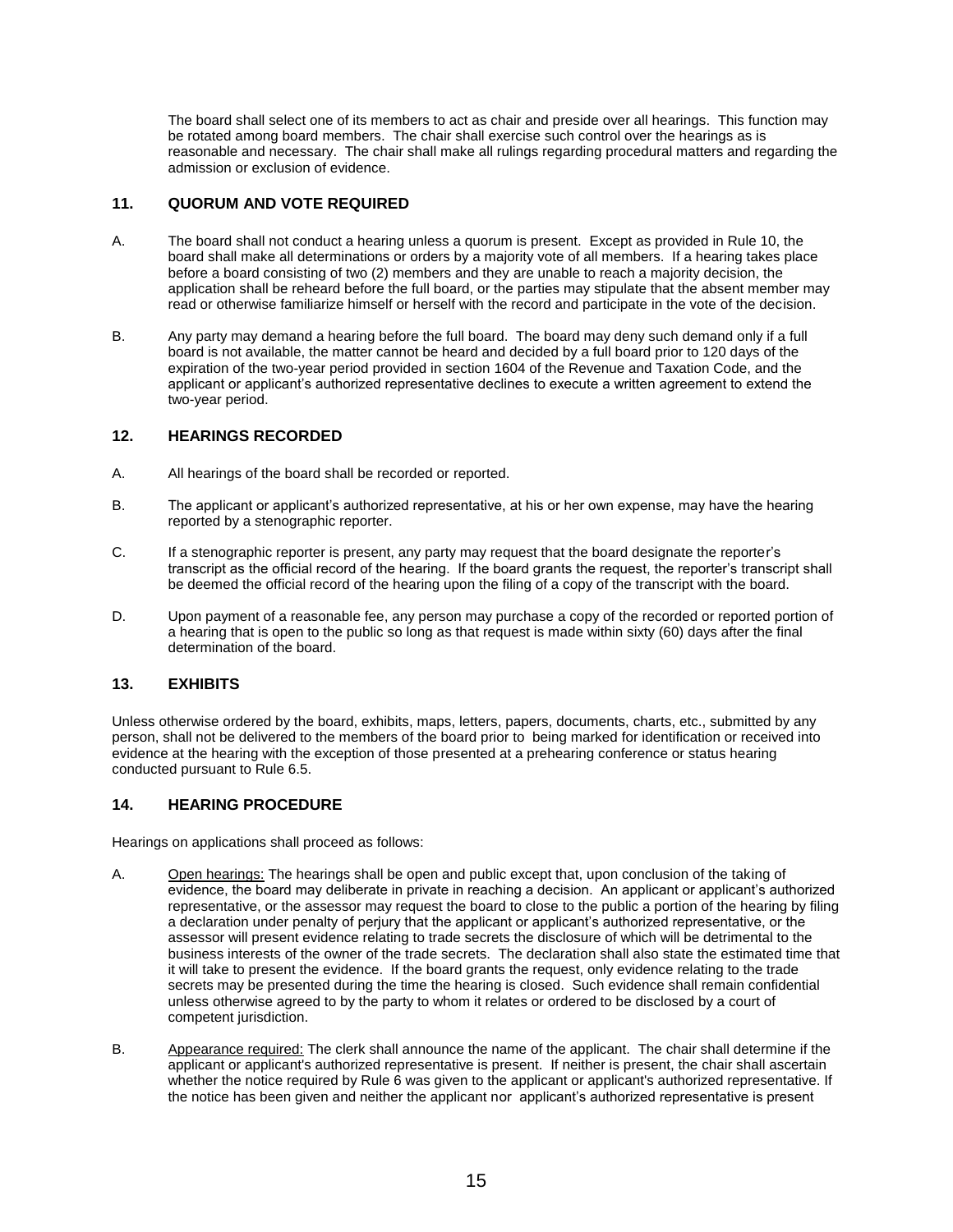The board shall select one of its members to act as chair and preside over all hearings. This function may be rotated among board members. The chair shall exercise such control over the hearings as is reasonable and necessary. The chair shall make all rulings regarding procedural matters and regarding the admission or exclusion of evidence.

## 11. QUORUM AND VOTE REQUIRED

A. The board shall not conduct a hearing unless a quorum is present. Except as provided in Rule 10, the board shall make all determinations or orders by a majority vote of all members. If a hearing takes place before a board consisting of two (2) members and they are unable to reach a majority decision, the application shall be reheard before the full board, or the parties may stipulate that the absent member may read or otherwise familiarize himself or herself with the record and participate in the vote of the decision.

B. Any party may demand a hearing before the full board. The board may deny such demand only if a full board is not available, the matter cannot be heard and decided by a full board prior to 120 days of the expiration of the two-year period provided in section 1604 of the Revenue and Taxation Code, and the applicant or applicant's authorized representative declines to execute a written agreement to extend the two-year period.

## 12. HEARINGS RECORDED

A. All hearings of the board shall be recorded or reported.

B. The applicant or applicant's authorized representative, at his or her own expense, may have the hearing reported by a stenographic reporter.

C. If a stenographic reporter is present, any party may request that the board designate the reporter's transcript as the official record of the hearing. If the board grants the request, the reporter's transcript shall be deemed the official record of the hearing upon the filing of a copy of the transcript with the board.

D. Upon payment of a reasonable fee, any person may purchase a copy of the recorded or reported portion of a hearing that is open to the public so long as that request is made within sixty (60) days after the final determination of the board.

## 13. EXHIBITS

Unless otherwise ordered by the board, exhibits, maps, letters, papers, documents, charts, etc., submitted by any person, shall not be delivered to the members of the board prior to being marked for identification or received into evidence at the hearing with the exception of those presented at a prehearing conference or status hearing conducted pursuant to Rule 6.5.

## 14. HEARING PROCEDURE

Hearings on applications shall proceed as follows:

A. Open hearings: The hearings shall be open and public except that, upon conclusion of the taking of evidence, the board may deliberate in private in reaching a decision. An applicant or applicant's authorized representative, or the assessor may request the board to close to the public a portion of the hearing by filing a declaration under penalty of perjury that the applicant or applicant's authorized representative, or the assessor will present evidence relating to trade secrets the disclosure of which will be detrimental to the business interests of the owner of the trade secrets. The declaration shall also state the estimated time that it will take to present the evidence. If the board grants the request, only evidence relating to the trade secrets may be presented during the time the hearing is closed. Such evidence shall remain confidential unless otherwise agreed to by the party to whom it relates or ordered to be disclosed by a court of competent jurisdiction.

B. Appearance required: The clerk shall announce the name of the applicant. The chair shall determine if the applicant or applicant's authorized representative is present. If neither is present, the chair shall ascertain whether the notice required by Rule 6 was given to the applicant or applicant's authorized representative. If the notice has been given and neither the applicant nor applicant's authorized representative is present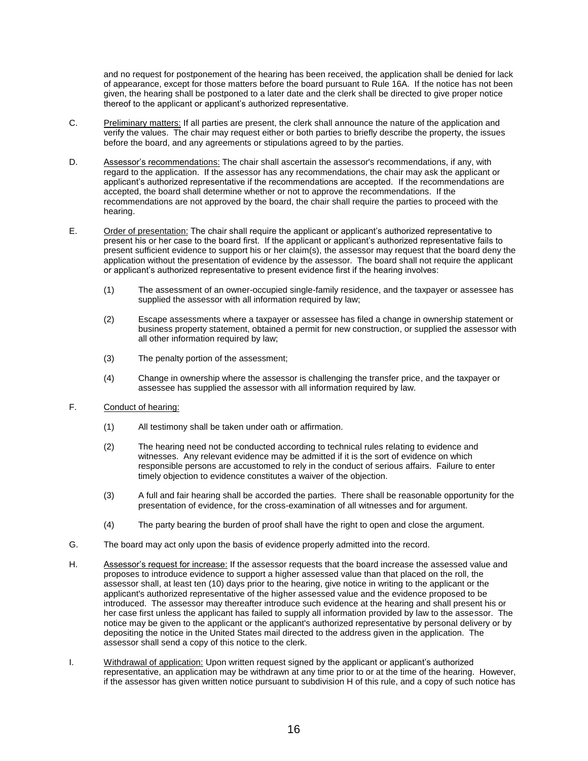and no request for postponement of the hearing has been received, the application shall be denied for lack of appearance, except for those matters before the board pursuant to Rule 16A. If the notice has not been given, the hearing shall be postponed to a later date and the clerk shall be directed to give proper notice thereof to the applicant or applicant's authorized representative.

C. Preliminary matters: If all parties are present, the clerk shall announce the nature of the application and verify the values. The chair may request either or both parties to briefly describe the property, the issues before the board, and any agreements or stipulations agreed to by the parties.

D. Assessor's recommendations: The chair shall ascertain the assessor's recommendations, if any, with regard to the application. If the assessor has any recommendations, the chair may ask the applicant or applicant's authorized representative if the recommendations are accepted. If the recommendations are accepted, the board shall determine whether or not to approve the recommendations. If the recommendations are not approved by the board, the chair shall require the parties to proceed with the hearing.

E. Order of presentation: The chair shall require the applicant or applicant's authorized representative to present his or her case to the board first. If the applicant or applicant's authorized representative fails to present sufficient evidence to support his or her claim(s), the assessor may request that the board deny the application without the presentation of evidence by the assessor. The board shall not require the applicant or applicant's authorized representative to present evidence first if the hearing involves:

   (1) The assessment of an owner-occupied single-family residence, and the taxpayer or assessee has supplied the assessor with all information required by law;

   (2) Escape assessments where a taxpayer or assessee has filed a change in ownership statement or business property statement, obtained a permit for new construction, or supplied the assessor with all other information required by law;

   (3) The penalty portion of the assessment;

   (4) Change in ownership where the assessor is challenging the transfer price, and the taxpayer or assessee has supplied the assessor with all information required by law.

F. Conduct of hearing:

   (1) All testimony shall be taken under oath or affirmation.

   (2) The hearing need not be conducted according to technical rules relating to evidence and witnesses. Any relevant evidence may be admitted if it is the sort of evidence on which responsible persons are accustomed to rely in the conduct of serious affairs. Failure to enter timely objection to evidence constitutes a waiver of the objection.

   (3) A full and fair hearing shall be accorded the parties. There shall be reasonable opportunity for the presentation of evidence, for the cross-examination of all witnesses and for argument.

   (4) The party bearing the burden of proof shall have the right to open and close the argument.

G. The board may act only upon the basis of evidence properly admitted into the record.

H. Assessor's request for increase: If the assessor requests that the board increase the assessed value and proposes to introduce evidence to support a higher assessed value than that placed on the roll, the assessor shall, at least ten (10) days prior to the hearing, give notice in writing to the applicant or the applicant's authorized representative of the higher assessed value and the evidence proposed to be introduced. The assessor may thereafter introduce such evidence at the hearing and shall present his or her case first unless the applicant has failed to supply all information provided by law to the assessor. The notice may be given to the applicant or the applicant's authorized representative by personal delivery or by depositing the notice in the United States mail directed to the address given in the application. The assessor shall send a copy of this notice to the clerk.

I. Withdrawal of application: Upon written request signed by the applicant or applicant's authorized representative, an application may be withdrawn at any time prior to or at the time of the hearing. However, if the assessor has given written notice pursuant to subdivision H of this rule, and a copy of such notice has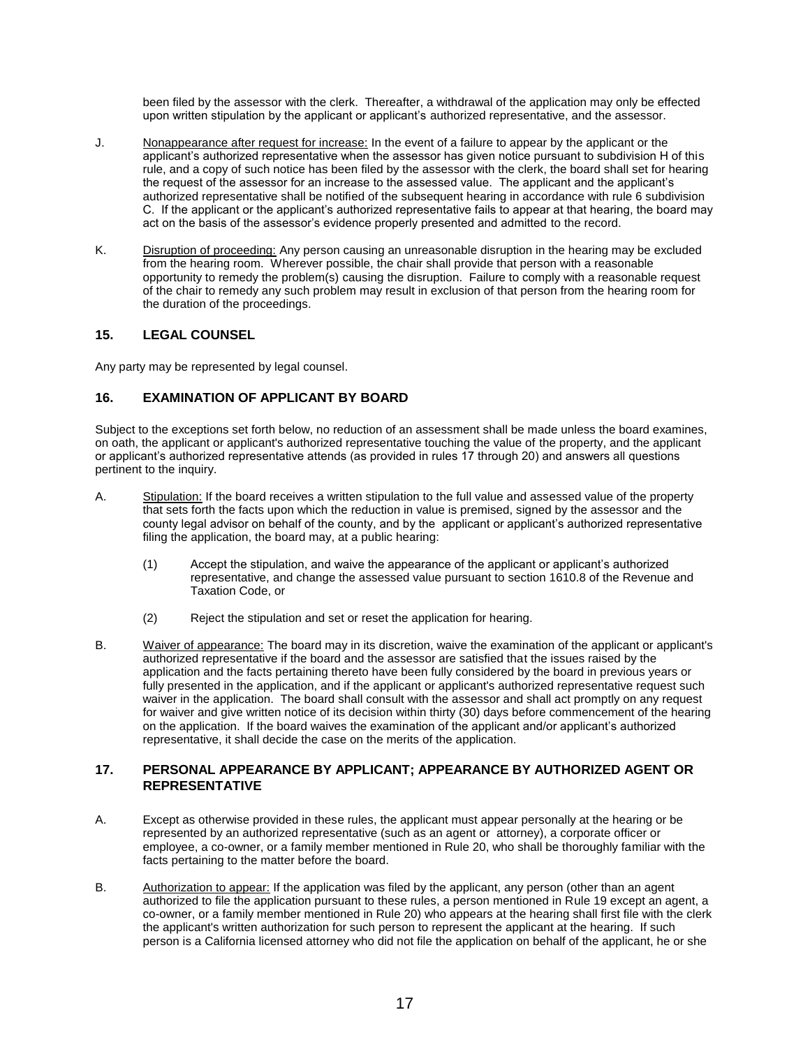been filed by the assessor with the clerk. Thereafter, a withdrawal of the application may only be effected upon written stipulation by the applicant or applicant's authorized representative, and the assessor.

J. Nonappearance after request for increase: In the event of a failure to appear by the applicant or the applicant's authorized representative when the assessor has given notice pursuant to subdivision H of this rule, and a copy of such notice has been filed by the assessor with the clerk, the board shall set for hearing the request of the assessor for an increase to the assessed value. The applicant and the applicant's authorized representative shall be notified of the subsequent hearing in accordance with rule 6 subdivision C. If the applicant or the applicant's authorized representative fails to appear at that hearing, the board may act on the basis of the assessor's evidence properly presented and admitted to the record.

K. Disruption of proceeding: Any person causing an unreasonable disruption in the hearing may be excluded from the hearing room. Wherever possible, the chair shall provide that person with a reasonable opportunity to remedy the problem(s) causing the disruption. Failure to comply with a reasonable request of the chair to remedy any such problem may result in exclusion of that person from the hearing room for the duration of the proceedings.

## 15. LEGAL COUNSEL

Any party may be represented by legal counsel.

## 16. EXAMINATION OF APPLICANT BY BOARD

Subject to the exceptions set forth below, no reduction of an assessment shall be made unless the board examines, on oath, the applicant or applicant's authorized representative touching the value of the property, and the applicant or applicant's authorized representative attends (as provided in rules 17 through 20) and answers all questions pertinent to the inquiry.

A. Stipulation: If the board receives a written stipulation to the full value and assessed value of the property that sets forth the facts upon which the reduction in value is premised, signed by the assessor and the county legal advisor on behalf of the county, and by the applicant or applicant's authorized representative filing the application, the board may, at a public hearing:

(1) Accept the stipulation, and waive the appearance of the applicant or applicant's authorized representative, and change the assessed value pursuant to section 1610.8 of the Revenue and Taxation Code, or

(2) Reject the stipulation and set or reset the application for hearing.

B. Waiver of appearance: The board may in its discretion, waive the examination of the applicant or applicant's authorized representative if the board and the assessor are satisfied that the issues raised by the application and the facts pertaining thereto have been fully considered by the board in previous years or fully presented in the application, and if the applicant or applicant's authorized representative request such waiver in the application. The board shall consult with the assessor and shall act promptly on any request for waiver and give written notice of its decision within thirty (30) days before commencement of the hearing on the application. If the board waives the examination of the applicant and/or applicant's authorized representative, it shall decide the case on the merits of the application.

## 17. PERSONAL APPEARANCE BY APPLICANT; APPEARANCE BY AUTHORIZED AGENT OR REPRESENTATIVE

A. Except as otherwise provided in these rules, the applicant must appear personally at the hearing or be represented by an authorized representative (such as an agent or attorney), a corporate officer or employee, a co-owner, or a family member mentioned in Rule 20, who shall be thoroughly familiar with the facts pertaining to the matter before the board.

B. Authorization to appear: If the application was filed by the applicant, any person (other than an agent authorized to file the application pursuant to these rules, a person mentioned in Rule 19 except an agent, a co-owner, or a family member mentioned in Rule 20) who appears at the hearing shall first file with the clerk the applicant's written authorization for such person to represent the applicant at the hearing. If such person is a California licensed attorney who did not file the application on behalf of the applicant, he or she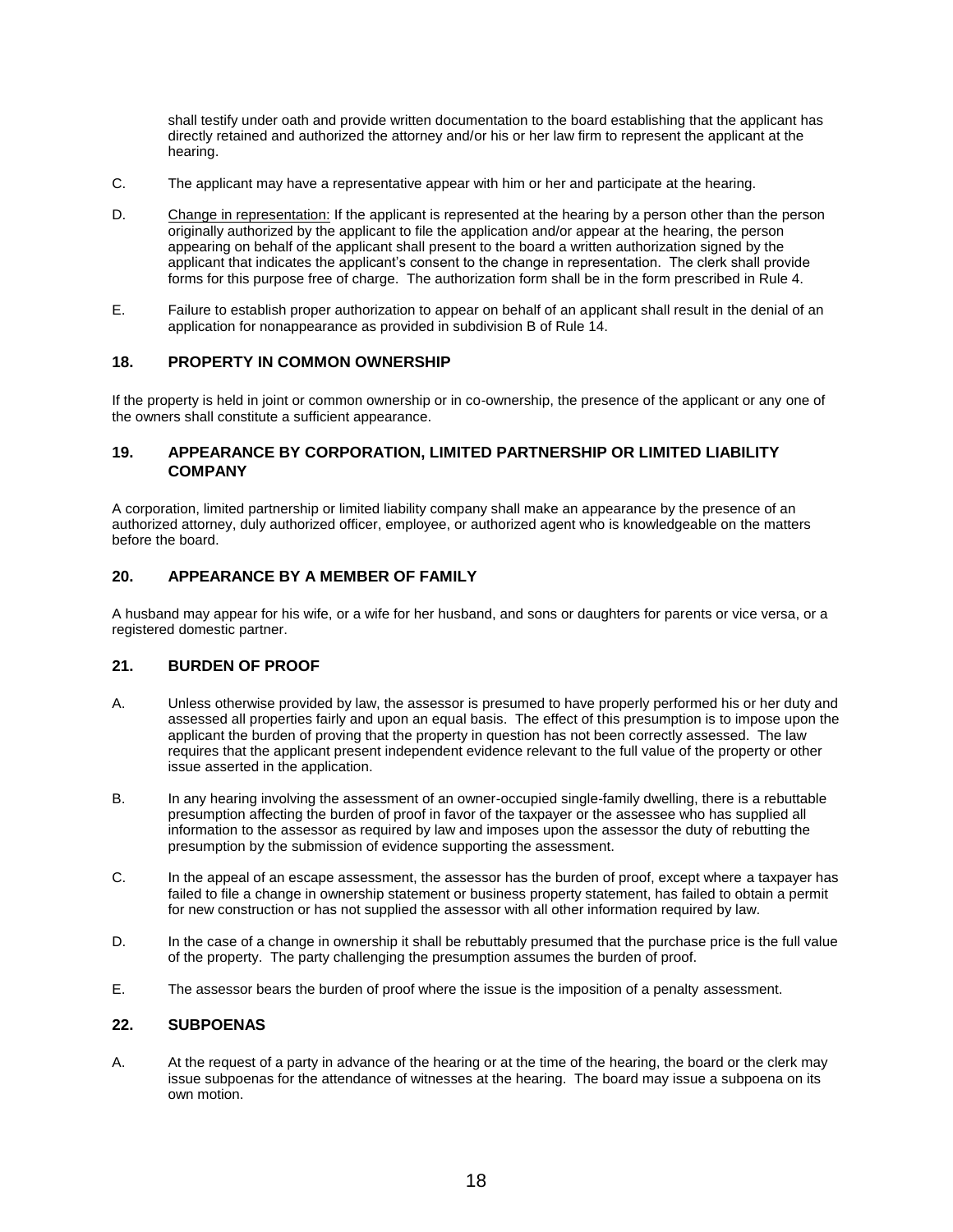shall testify under oath and provide written documentation to the board establishing that the applicant has directly retained and authorized the attorney and/or his or her law firm to represent the applicant at the hearing.

C. The applicant may have a representative appear with him or her and participate at the hearing.

D. <u>Change in representation:</u> If the applicant is represented at the hearing by a person other than the person originally authorized by the applicant to file the application and/or appear at the hearing, the person appearing on behalf of the applicant shall present to the board a written authorization signed by the applicant that indicates the applicant's consent to the change in representation. The clerk shall provide forms for this purpose free of charge. The authorization form shall be in the form prescribed in Rule 4.

E. Failure to establish proper authorization to appear on behalf of an applicant shall result in the denial of an application for nonappearance as provided in subdivision B of Rule 14.

### 18. PROPERTY IN COMMON OWNERSHIP

If the property is held in joint or common ownership or in co-ownership, the presence of the applicant or any one of the owners shall constitute a sufficient appearance.

### 19. APPEARANCE BY CORPORATION, LIMITED PARTNERSHIP OR LIMITED LIABILITY COMPANY

A corporation, limited partnership or limited liability company shall make an appearance by the presence of an authorized attorney, duly authorized officer, employee, or authorized agent who is knowledgeable on the matters before the board.

### 20. APPEARANCE BY A MEMBER OF FAMILY

A husband may appear for his wife, or a wife for her husband, and sons or daughters for parents or vice versa, or a registered domestic partner.

### 21. BURDEN OF PROOF

A. Unless otherwise provided by law, the assessor is presumed to have properly performed his or her duty and assessed all properties fairly and upon an equal basis. The effect of this presumption is to impose upon the applicant the burden of proving that the property in question has not been correctly assessed. The law requires that the applicant present independent evidence relevant to the full value of the property or other issue asserted in the application.

B. In any hearing involving the assessment of an owner-occupied single-family dwelling, there is a rebuttable presumption affecting the burden of proof in favor of the taxpayer or the assessee who has supplied all information to the assessor as required by law and imposes upon the assessor the duty of rebutting the presumption by the submission of evidence supporting the assessment.

C. In the appeal of an escape assessment, the assessor has the burden of proof, except where a taxpayer has failed to file a change in ownership statement or business property statement, has failed to obtain a permit for new construction or has not supplied the assessor with all other information required by law.

D. In the case of a change in ownership it shall be rebuttably presumed that the purchase price is the full value of the property. The party challenging the presumption assumes the burden of proof.

E. The assessor bears the burden of proof where the issue is the imposition of a penalty assessment.

### 22. SUBPOENAS

A. At the request of a party in advance of the hearing or at the time of the hearing, the board or the clerk may issue subpoenas for the attendance of witnesses at the hearing. The board may issue a subpoena on its own motion.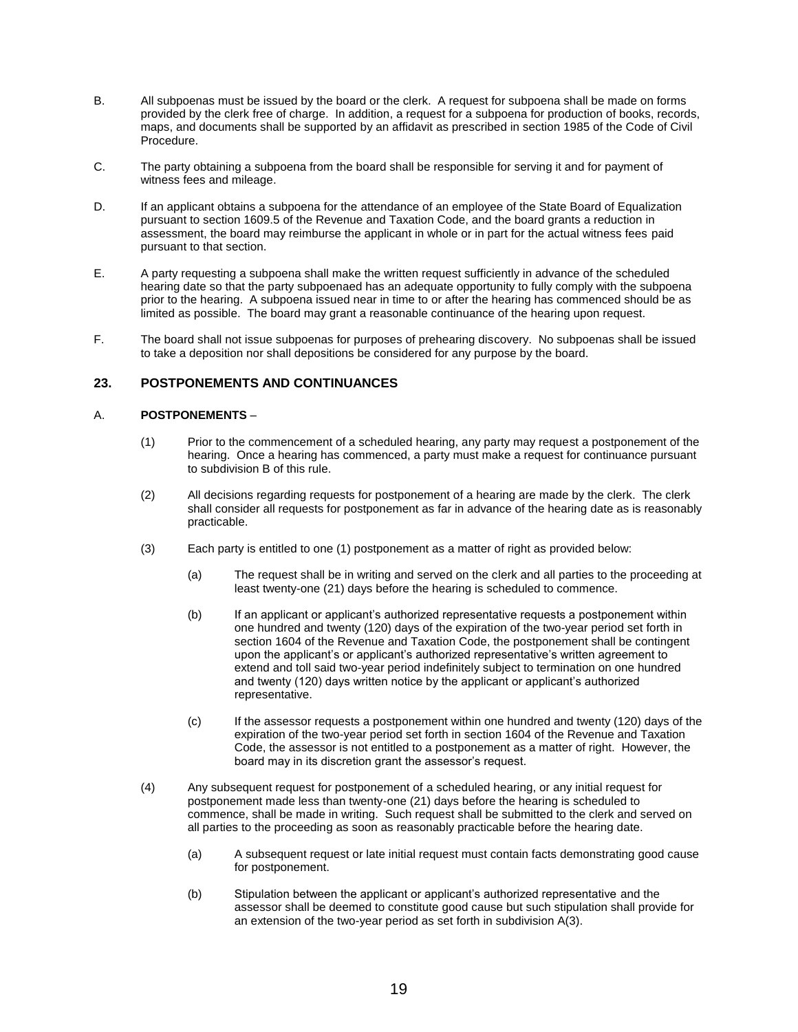B. All subpoenas must be issued by the board or the clerk. A request for subpoena shall be made on forms provided by the clerk free of charge. In addition, a request for a subpoena for production of books, records, maps, and documents shall be supported by an affidavit as prescribed in section 1985 of the Code of Civil Procedure.

C. The party obtaining a subpoena from the board shall be responsible for serving it and for payment of witness fees and mileage.

D. If an applicant obtains a subpoena for the attendance of an employee of the State Board of Equalization pursuant to section 1609.5 of the Revenue and Taxation Code, and the board grants a reduction in assessment, the board may reimburse the applicant in whole or in part for the actual witness fees paid pursuant to that section.

E. A party requesting a subpoena shall make the written request sufficiently in advance of the scheduled hearing date so that the party subpoenaed has an adequate opportunity to fully comply with the subpoena prior to the hearing. A subpoena issued near in time to or after the hearing has commenced should be as limited as possible. The board may grant a reasonable continuance of the hearing upon request.

F. The board shall not issue subpoenas for purposes of prehearing discovery. No subpoenas shall be issued to take a deposition nor shall depositions be considered for any purpose by the board.

## 23. POSTPONEMENTS AND CONTINUANCES

A. **POSTPONEMENTS** –

(1) Prior to the commencement of a scheduled hearing, any party may request a postponement of the hearing. Once a hearing has commenced, a party must make a request for continuance pursuant to subdivision B of this rule.

(2) All decisions regarding requests for postponement of a hearing are made by the clerk. The clerk shall consider all requests for postponement as far in advance of the hearing date as is reasonably practicable.

(3) Each party is entitled to one (1) postponement as a matter of right as provided below:

(a) The request shall be in writing and served on the clerk and all parties to the proceeding at least twenty-one (21) days before the hearing is scheduled to commence.

(b) If an applicant or applicant's authorized representative requests a postponement within one hundred and twenty (120) days of the expiration of the two-year period set forth in section 1604 of the Revenue and Taxation Code, the postponement shall be contingent upon the applicant's or applicant's authorized representative's written agreement to extend and toll said two-year period indefinitely subject to termination on one hundred and twenty (120) days written notice by the applicant or applicant's authorized representative.

(c) If the assessor requests a postponement within one hundred and twenty (120) days of the expiration of the two-year period set forth in section 1604 of the Revenue and Taxation Code, the assessor is not entitled to a postponement as a matter of right. However, the board may in its discretion grant the assessor's request.

(4) Any subsequent request for postponement of a scheduled hearing, or any initial request for postponement made less than twenty-one (21) days before the hearing is scheduled to commence, shall be made in writing. Such request shall be submitted to the clerk and served on all parties to the proceeding as soon as reasonably practicable before the hearing date.

(a) A subsequent request or late initial request must contain facts demonstrating good cause for postponement.

(b) Stipulation between the applicant or applicant's authorized representative and the assessor shall be deemed to constitute good cause but such stipulation shall provide for an extension of the two-year period as set forth in subdivision A(3).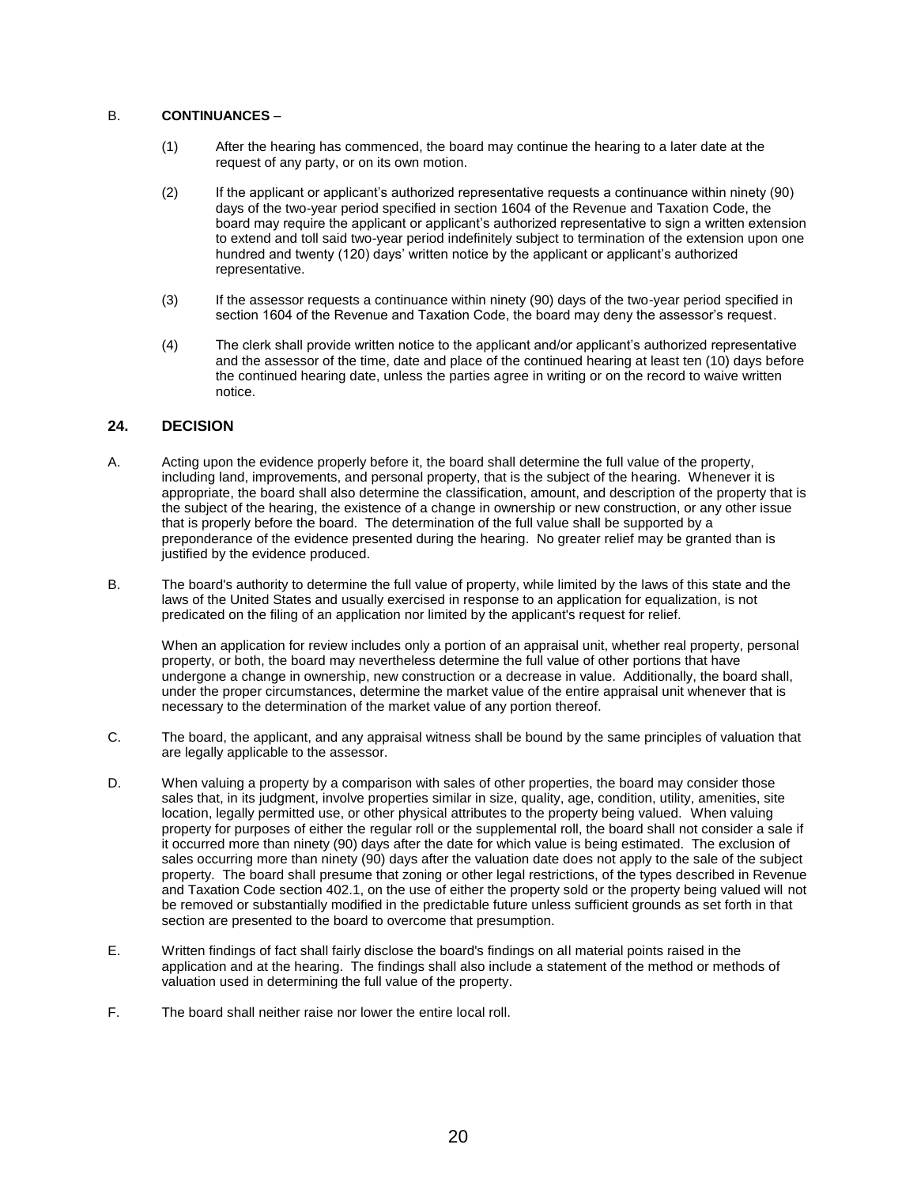B. **CONTINUANCES** –

(1) After the hearing has commenced, the board may continue the hearing to a later date at the request of any party, or on its own motion.

(2) If the applicant or applicant's authorized representative requests a continuance within ninety (90) days of the two-year period specified in section 1604 of the Revenue and Taxation Code, the board may require the applicant or applicant's authorized representative to sign a written extension to extend and toll said two-year period indefinitely subject to termination of the extension upon one hundred and twenty (120) days' written notice by the applicant or applicant's authorized representative.

(3) If the assessor requests a continuance within ninety (90) days of the two-year period specified in section 1604 of the Revenue and Taxation Code, the board may deny the assessor's request.

(4) The clerk shall provide written notice to the applicant and/or applicant's authorized representative and the assessor of the time, date and place of the continued hearing at least ten (10) days before the continued hearing date, unless the parties agree in writing or on the record to waive written notice.

## 24. DECISION

A. Acting upon the evidence properly before it, the board shall determine the full value of the property, including land, improvements, and personal property, that is the subject of the hearing. Whenever it is appropriate, the board shall also determine the classification, amount, and description of the property that is the subject of the hearing, the existence of a change in ownership or new construction, or any other issue that is properly before the board. The determination of the full value shall be supported by a preponderance of the evidence presented during the hearing. No greater relief may be granted than is justified by the evidence produced.

B. The board's authority to determine the full value of property, while limited by the laws of this state and the laws of the United States and usually exercised in response to an application for equalization, is not predicated on the filing of an application nor limited by the applicant's request for relief.

When an application for review includes only a portion of an appraisal unit, whether real property, personal property, or both, the board may nevertheless determine the full value of other portions that have undergone a change in ownership, new construction or a decrease in value. Additionally, the board shall, under the proper circumstances, determine the market value of the entire appraisal unit whenever that is necessary to the determination of the market value of any portion thereof.

C. The board, the applicant, and any appraisal witness shall be bound by the same principles of valuation that are legally applicable to the assessor.

D. When valuing a property by a comparison with sales of other properties, the board may consider those sales that, in its judgment, involve properties similar in size, quality, age, condition, utility, amenities, site location, legally permitted use, or other physical attributes to the property being valued. When valuing property for purposes of either the regular roll or the supplemental roll, the board shall not consider a sale if it occurred more than ninety (90) days after the date for which value is being estimated. The exclusion of sales occurring more than ninety (90) days after the valuation date does not apply to the sale of the subject property. The board shall presume that zoning or other legal restrictions, of the types described in Revenue and Taxation Code section 402.1, on the use of either the property sold or the property being valued will not be removed or substantially modified in the predictable future unless sufficient grounds as set forth in that section are presented to the board to overcome that presumption.

E. Written findings of fact shall fairly disclose the board's findings on all material points raised in the application and at the hearing. The findings shall also include a statement of the method or methods of valuation used in determining the full value of the property.

F. The board shall neither raise nor lower the entire local roll.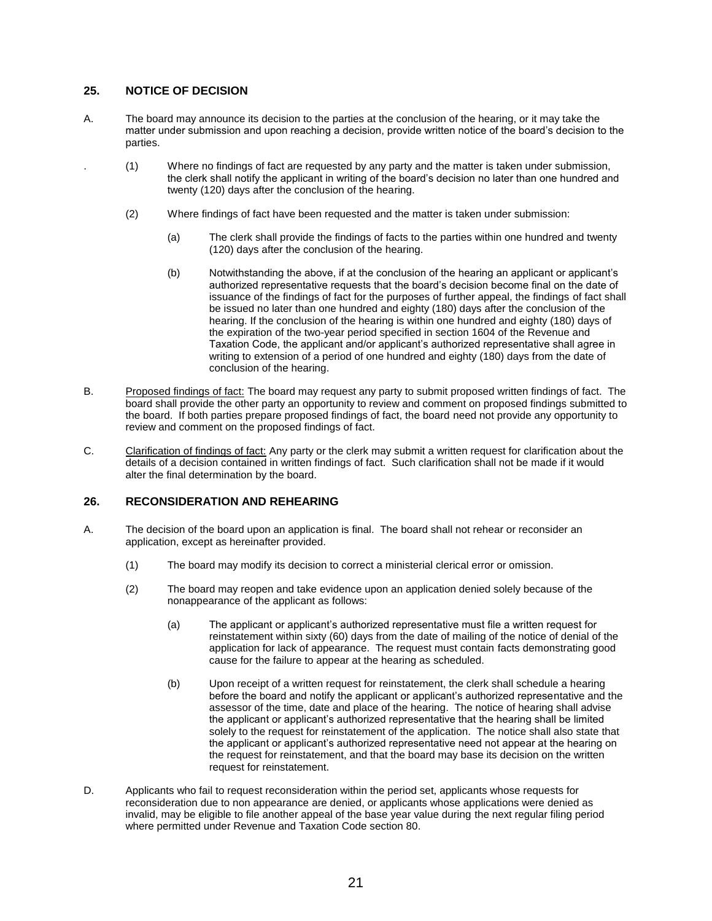## 25. NOTICE OF DECISION

A. The board may announce its decision to the parties at the conclusion of the hearing, or it may take the matter under submission and upon reaching a decision, provide written notice of the board's decision to the parties.

. (1) Where no findings of fact are requested by any party and the matter is taken under submission, the clerk shall notify the applicant in writing of the board's decision no later than one hundred and twenty (120) days after the conclusion of the hearing.

(2) Where findings of fact have been requested and the matter is taken under submission:

(a) The clerk shall provide the findings of facts to the parties within one hundred and twenty (120) days after the conclusion of the hearing.

(b) Notwithstanding the above, if at the conclusion of the hearing an applicant or applicant's authorized representative requests that the board's decision become final on the date of issuance of the findings of fact for the purposes of further appeal, the findings of fact shall be issued no later than one hundred and eighty (180) days after the conclusion of the hearing. If the conclusion of the hearing is within one hundred and eighty (180) days of the expiration of the two-year period specified in section 1604 of the Revenue and Taxation Code, the applicant and/or applicant's authorized representative shall agree in writing to extension of a period of one hundred and eighty (180) days from the date of conclusion of the hearing.

B. <u>Proposed findings of fact:</u> The board may request any party to submit proposed written findings of fact. The board shall provide the other party an opportunity to review and comment on proposed findings submitted to the board. If both parties prepare proposed findings of fact, the board need not provide any opportunity to review and comment on the proposed findings of fact.

C. <u>Clarification of findings of fact:</u> Any party or the clerk may submit a written request for clarification about the details of a decision contained in written findings of fact. Such clarification shall not be made if it would alter the final determination by the board.

## 26. RECONSIDERATION AND REHEARING

A. The decision of the board upon an application is final. The board shall not rehear or reconsider an application, except as hereinafter provided.

(1) The board may modify its decision to correct a ministerial clerical error or omission.

(2) The board may reopen and take evidence upon an application denied solely because of the nonappearance of the applicant as follows:

(a) The applicant or applicant's authorized representative must file a written request for reinstatement within sixty (60) days from the date of mailing of the notice of denial of the application for lack of appearance. The request must contain facts demonstrating good cause for the failure to appear at the hearing as scheduled.

(b) Upon receipt of a written request for reinstatement, the clerk shall schedule a hearing before the board and notify the applicant or applicant's authorized representative and the assessor of the time, date and place of the hearing. The notice of hearing shall advise the applicant or applicant's authorized representative that the hearing shall be limited solely to the request for reinstatement of the application. The notice shall also state that the applicant or applicant's authorized representative need not appear at the hearing on the request for reinstatement, and that the board may base its decision on the written request for reinstatement.

D. Applicants who fail to request reconsideration within the period set, applicants whose requests for reconsideration due to non appearance are denied, or applicants whose applications were denied as invalid, may be eligible to file another appeal of the base year value during the next regular filing period where permitted under Revenue and Taxation Code section 80.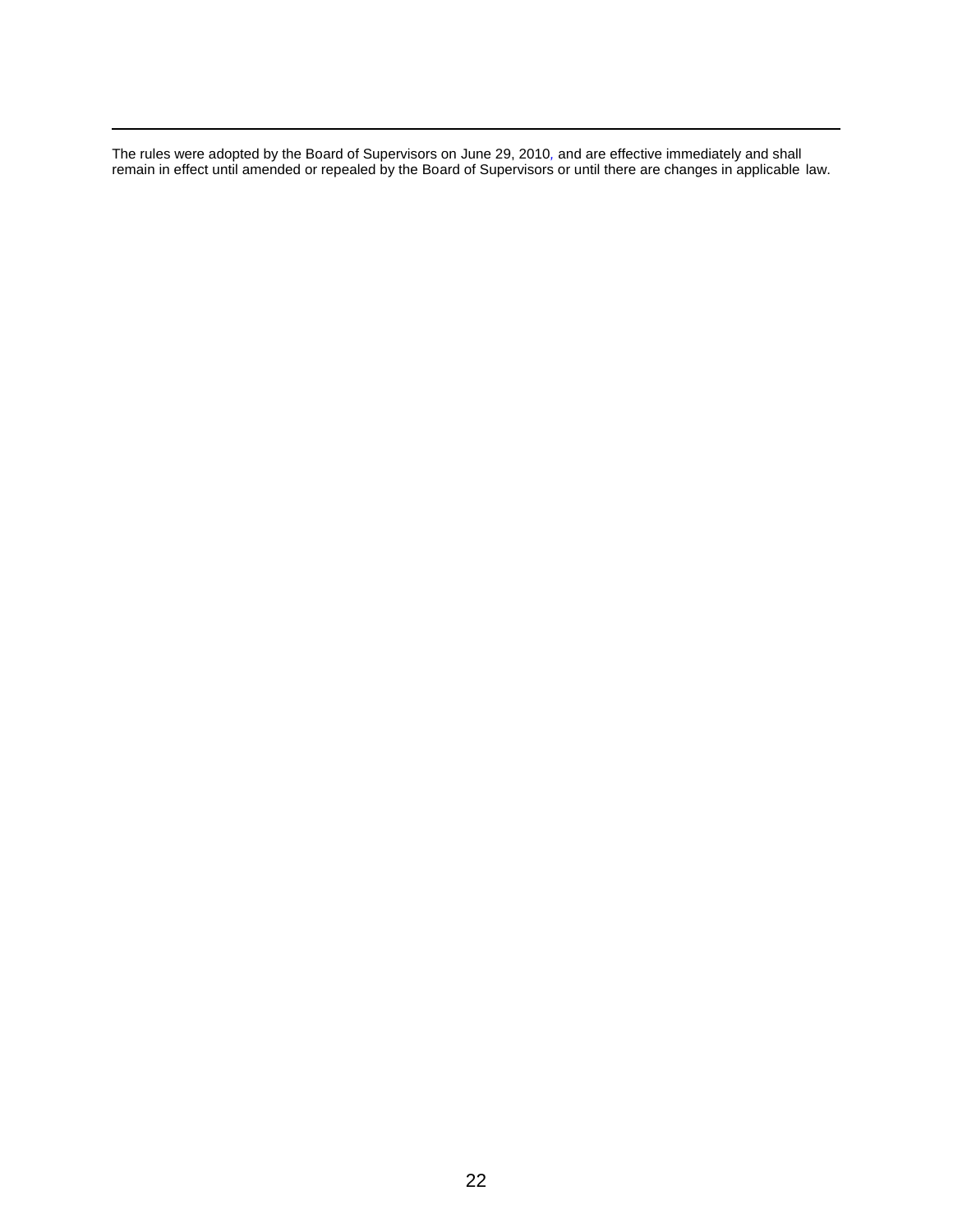---

The rules were adopted by the Board of Supervisors on June 29, 2010, and are effective immediately and shall remain in effect until amended or repealed by the Board of Supervisors or until there are changes in applicable law.